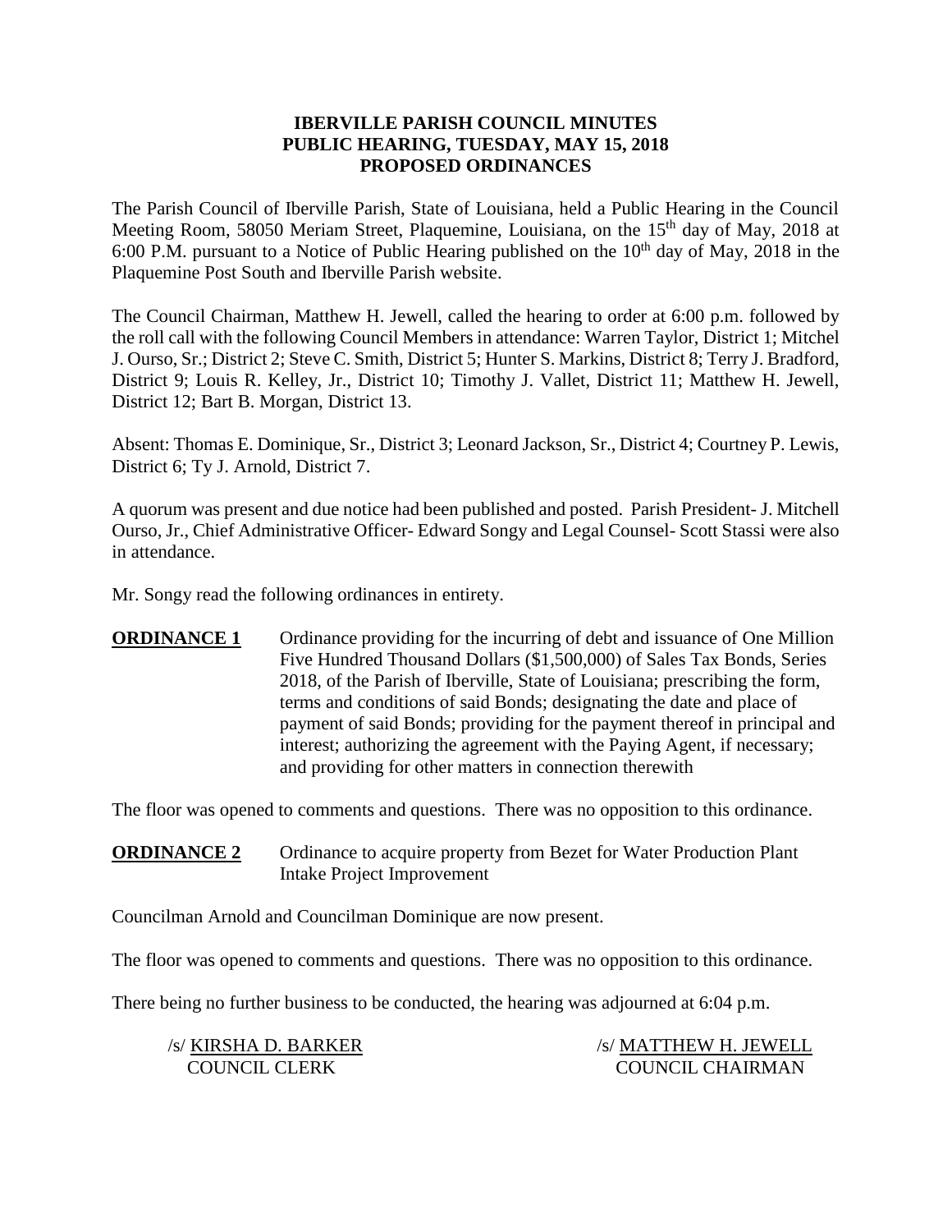# IBERVILLE PARISH COUNCIL MINUTES
## PUBLIC HEARING, TUESDAY, MAY 15, 2018
## PROPOSED ORDINANCES

The Parish Council of Iberville Parish, State of Louisiana, held a Public Hearing in the Council Meeting Room, 58050 Meriam Street, Plaquemine, Louisiana, on the 15th day of May, 2018 at 6:00 P.M. pursuant to a Notice of Public Hearing published on the 10th day of May, 2018 in the Plaquemine Post South and Iberville Parish website.

The Council Chairman, Matthew H. Jewell, called the hearing to order at 6:00 p.m. followed by the roll call with the following Council Members in attendance: Warren Taylor, District 1; Mitchel J. Ourso, Sr.; District 2; Steve C. Smith, District 5; Hunter S. Markins, District 8; Terry J. Bradford, District 9; Louis R. Kelley, Jr., District 10; Timothy J. Vallet, District 11; Matthew H. Jewell, District 12; Bart B. Morgan, District 13.

Absent: Thomas E. Dominique, Sr., District 3; Leonard Jackson, Sr., District 4; Courtney P. Lewis, District 6; Ty J. Arnold, District 7.

A quorum was present and due notice had been published and posted. Parish President- J. Mitchell Ourso, Jr., Chief Administrative Officer- Edward Songy and Legal Counsel- Scott Stassi were also in attendance.

Mr. Songy read the following ordinances in entirety.

**ORDINANCE 1** Ordinance providing for the incurring of debt and issuance of One Million Five Hundred Thousand Dollars ($1,500,000) of Sales Tax Bonds, Series 2018, of the Parish of Iberville, State of Louisiana; prescribing the form, terms and conditions of said Bonds; designating the date and place of payment of said Bonds; providing for the payment thereof in principal and interest; authorizing the agreement with the Paying Agent, if necessary; and providing for other matters in connection therewith

The floor was opened to comments and questions. There was no opposition to this ordinance.

**ORDINANCE 2** Ordinance to acquire property from Bezet for Water Production Plant Intake Project Improvement

Councilman Arnold and Councilman Dominique are now present.

The floor was opened to comments and questions. There was no opposition to this ordinance.

There being no further business to be conducted, the hearing was adjourned at 6:04 p.m.

/s/ KIRSHA D. BARKER
COUNCIL CLERK

/s/ MATTHEW H. JEWELL
COUNCIL CHAIRMAN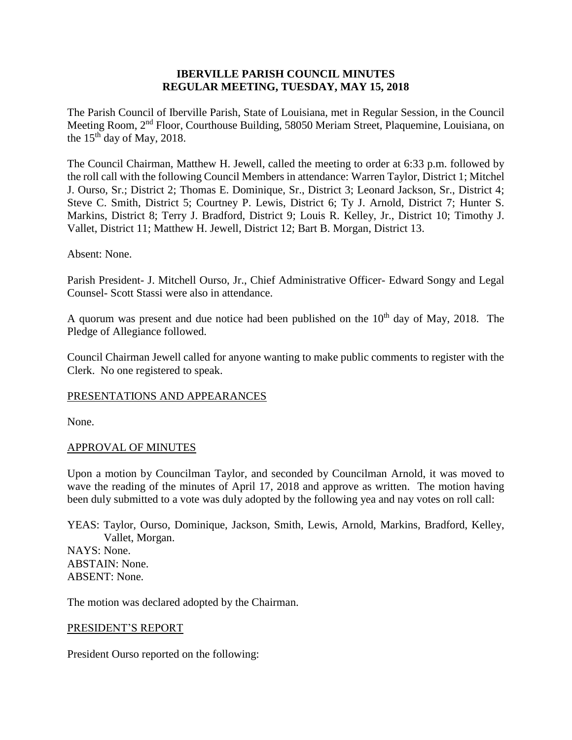**IBERVILLE PARISH COUNCIL MINUTES**
**REGULAR MEETING, TUESDAY, MAY 15, 2018**

The Parish Council of Iberville Parish, State of Louisiana, met in Regular Session, in the Council Meeting Room, 2nd Floor, Courthouse Building, 58050 Meriam Street, Plaquemine, Louisiana, on the 15th day of May, 2018.

The Council Chairman, Matthew H. Jewell, called the meeting to order at 6:33 p.m. followed by the roll call with the following Council Members in attendance: Warren Taylor, District 1; Mitchel J. Ourso, Sr.; District 2; Thomas E. Dominique, Sr., District 3; Leonard Jackson, Sr., District 4; Steve C. Smith, District 5; Courtney P. Lewis, District 6; Ty J. Arnold, District 7; Hunter S. Markins, District 8; Terry J. Bradford, District 9; Louis R. Kelley, Jr., District 10; Timothy J. Vallet, District 11; Matthew H. Jewell, District 12; Bart B. Morgan, District 13.

Absent: None.

Parish President- J. Mitchell Ourso, Jr., Chief Administrative Officer- Edward Songy and Legal Counsel- Scott Stassi were also in attendance.

A quorum was present and due notice had been published on the 10th day of May, 2018. The Pledge of Allegiance followed.

Council Chairman Jewell called for anyone wanting to make public comments to register with the Clerk. No one registered to speak.

PRESENTATIONS AND APPEARANCES

None.

APPROVAL OF MINUTES

Upon a motion by Councilman Taylor, and seconded by Councilman Arnold, it was moved to wave the reading of the minutes of April 17, 2018 and approve as written. The motion having been duly submitted to a vote was duly adopted by the following yea and nay votes on roll call:

YEAS: Taylor, Ourso, Dominique, Jackson, Smith, Lewis, Arnold, Markins, Bradford, Kelley, Vallet, Morgan.
NAYS: None.
ABSTAIN: None.
ABSENT: None.

The motion was declared adopted by the Chairman.

PRESIDENT'S REPORT

President Ourso reported on the following: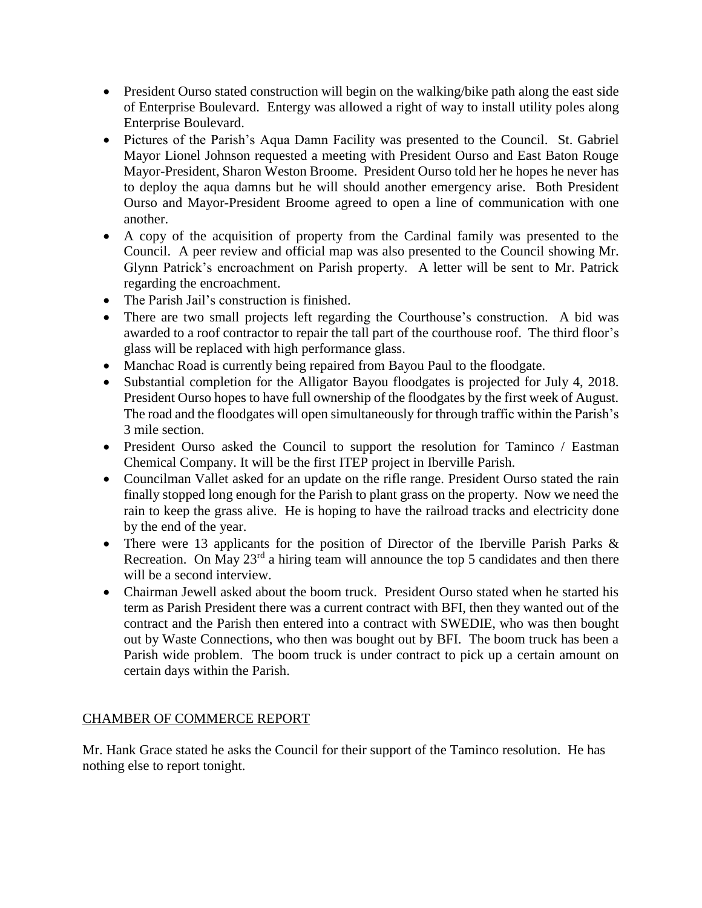- President Ourso stated construction will begin on the walking/bike path along the east side of Enterprise Boulevard. Entergy was allowed a right of way to install utility poles along Enterprise Boulevard.
- Pictures of the Parish's Aqua Damn Facility was presented to the Council. St. Gabriel Mayor Lionel Johnson requested a meeting with President Ourso and East Baton Rouge Mayor-President, Sharon Weston Broome. President Ourso told her he hopes he never has to deploy the aqua damns but he will should another emergency arise. Both President Ourso and Mayor-President Broome agreed to open a line of communication with one another.
- A copy of the acquisition of property from the Cardinal family was presented to the Council. A peer review and official map was also presented to the Council showing Mr. Glynn Patrick's encroachment on Parish property. A letter will be sent to Mr. Patrick regarding the encroachment.
- The Parish Jail's construction is finished.
- There are two small projects left regarding the Courthouse's construction. A bid was awarded to a roof contractor to repair the tall part of the courthouse roof. The third floor's glass will be replaced with high performance glass.
- Manchac Road is currently being repaired from Bayou Paul to the floodgate.
- Substantial completion for the Alligator Bayou floodgates is projected for July 4, 2018. President Ourso hopes to have full ownership of the floodgates by the first week of August. The road and the floodgates will open simultaneously for through traffic within the Parish's 3 mile section.
- President Ourso asked the Council to support the resolution for Taminco / Eastman Chemical Company. It will be the first ITEP project in Iberville Parish.
- Councilman Vallet asked for an update on the rifle range. President Ourso stated the rain finally stopped long enough for the Parish to plant grass on the property. Now we need the rain to keep the grass alive. He is hoping to have the railroad tracks and electricity done by the end of the year.
- There were 13 applicants for the position of Director of the Iberville Parish Parks & Recreation. On May 23rd a hiring team will announce the top 5 candidates and then there will be a second interview.
- Chairman Jewell asked about the boom truck. President Ourso stated when he started his term as Parish President there was a current contract with BFI, then they wanted out of the contract and the Parish then entered into a contract with SWEDIE, who was then bought out by Waste Connections, who then was bought out by BFI. The boom truck has been a Parish wide problem. The boom truck is under contract to pick up a certain amount on certain days within the Parish.

## CHAMBER OF COMMERCE REPORT

Mr. Hank Grace stated he asks the Council for their support of the Taminco resolution. He has nothing else to report tonight.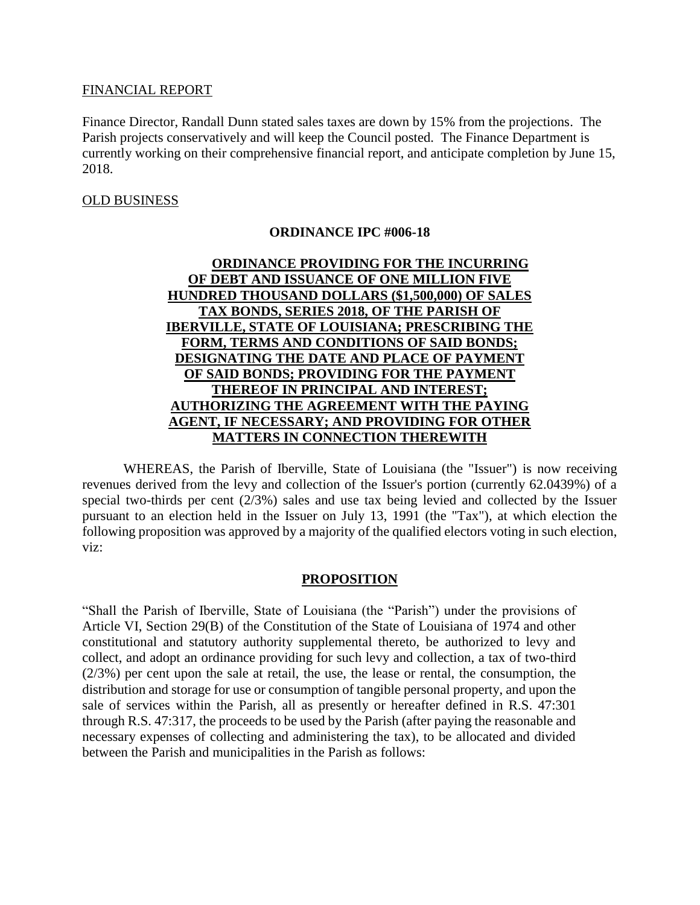FINANCIAL REPORT

Finance Director, Randall Dunn stated sales taxes are down by 15% from the projections. The Parish projects conservatively and will keep the Council posted. The Finance Department is currently working on their comprehensive financial report, and anticipate completion by June 15, 2018.

OLD BUSINESS

**ORDINANCE IPC #006-18**

**ORDINANCE PROVIDING FOR THE INCURRING OF DEBT AND ISSUANCE OF ONE MILLION FIVE HUNDRED THOUSAND DOLLARS ($1,500,000) OF SALES TAX BONDS, SERIES 2018, OF THE PARISH OF IBERVILLE, STATE OF LOUISIANA; PRESCRIBING THE FORM, TERMS AND CONDITIONS OF SAID BONDS; DESIGNATING THE DATE AND PLACE OF PAYMENT OF SAID BONDS; PROVIDING FOR THE PAYMENT THEREOF IN PRINCIPAL AND INTEREST; AUTHORIZING THE AGREEMENT WITH THE PAYING AGENT, IF NECESSARY; AND PROVIDING FOR OTHER MATTERS IN CONNECTION THEREWITH**

WHEREAS, the Parish of Iberville, State of Louisiana (the "Issuer") is now receiving revenues derived from the levy and collection of the Issuer's portion (currently 62.0439%) of a special two-thirds per cent (2/3%) sales and use tax being levied and collected by the Issuer pursuant to an election held in the Issuer on July 13, 1991 (the "Tax"), at which election the following proposition was approved by a majority of the qualified electors voting in such election, viz:

**PROPOSITION**

"Shall the Parish of Iberville, State of Louisiana (the "Parish") under the provisions of Article VI, Section 29(B) of the Constitution of the State of Louisiana of 1974 and other constitutional and statutory authority supplemental thereto, be authorized to levy and collect, and adopt an ordinance providing for such levy and collection, a tax of two-third (2/3%) per cent upon the sale at retail, the use, the lease or rental, the consumption, the distribution and storage for use or consumption of tangible personal property, and upon the sale of services within the Parish, all as presently or hereafter defined in R.S. 47:301 through R.S. 47:317, the proceeds to be used by the Parish (after paying the reasonable and necessary expenses of collecting and administering the tax), to be allocated and divided between the Parish and municipalities in the Parish as follows: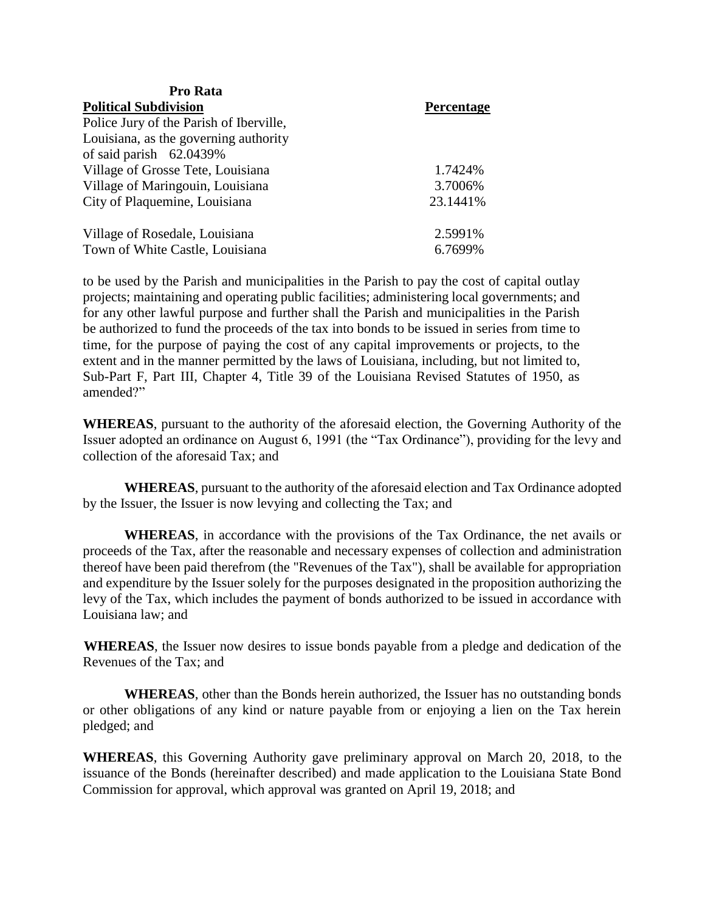| Political Subdivision | Pro Rata Percentage |
| --- | --- |
| Police Jury of the Parish of Iberville, Louisiana, as the governing authority of said parish | 62.0439% |
| Village of Grosse Tete, Louisiana | 1.7424% |
| Village of Maringouin, Louisiana | 3.7006% |
| City of Plaquemine, Louisiana | 23.1441% |
| Village of Rosedale, Louisiana | 2.5991% |
| Town of White Castle, Louisiana | 6.7699% |

to be used by the Parish and municipalities in the Parish to pay the cost of capital outlay projects; maintaining and operating public facilities; administering local governments; and for any other lawful purpose and further shall the Parish and municipalities in the Parish be authorized to fund the proceeds of the tax into bonds to be issued in series from time to time, for the purpose of paying the cost of any capital improvements or projects, to the extent and in the manner permitted by the laws of Louisiana, including, but not limited to, Sub-Part F, Part III, Chapter 4, Title 39 of the Louisiana Revised Statutes of 1950, as amended?"

**WHEREAS**, pursuant to the authority of the aforesaid election, the Governing Authority of the Issuer adopted an ordinance on August 6, 1991 (the "Tax Ordinance"), providing for the levy and collection of the aforesaid Tax; and

**WHEREAS**, pursuant to the authority of the aforesaid election and Tax Ordinance adopted by the Issuer, the Issuer is now levying and collecting the Tax; and

**WHEREAS**, in accordance with the provisions of the Tax Ordinance, the net avails or proceeds of the Tax, after the reasonable and necessary expenses of collection and administration thereof have been paid therefrom (the "Revenues of the Tax"), shall be available for appropriation and expenditure by the Issuer solely for the purposes designated in the proposition authorizing the levy of the Tax, which includes the payment of bonds authorized to be issued in accordance with Louisiana law; and

**WHEREAS**, the Issuer now desires to issue bonds payable from a pledge and dedication of the Revenues of the Tax; and

**WHEREAS**, other than the Bonds herein authorized, the Issuer has no outstanding bonds or other obligations of any kind or nature payable from or enjoying a lien on the Tax herein pledged; and

**WHEREAS**, this Governing Authority gave preliminary approval on March 20, 2018, to the issuance of the Bonds (hereinafter described) and made application to the Louisiana State Bond Commission for approval, which approval was granted on April 19, 2018; and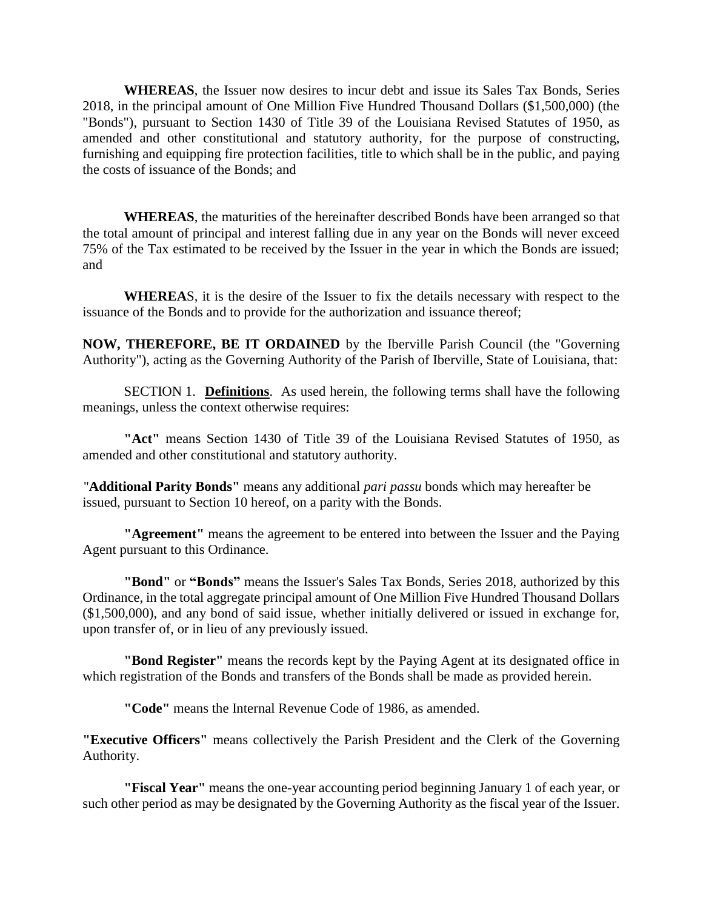**WHEREAS**, the Issuer now desires to incur debt and issue its Sales Tax Bonds, Series 2018, in the principal amount of One Million Five Hundred Thousand Dollars ($1,500,000) (the "Bonds"), pursuant to Section 1430 of Title 39 of the Louisiana Revised Statutes of 1950, as amended and other constitutional and statutory authority, for the purpose of constructing, furnishing and equipping fire protection facilities, title to which shall be in the public, and paying the costs of issuance of the Bonds; and

**WHEREAS**, the maturities of the hereinafter described Bonds have been arranged so that the total amount of principal and interest falling due in any year on the Bonds will never exceed 75% of the Tax estimated to be received by the Issuer in the year in which the Bonds are issued; and

**WHEREA**S, it is the desire of the Issuer to fix the details necessary with respect to the issuance of the Bonds and to provide for the authorization and issuance thereof;

**NOW, THEREFORE, BE IT ORDAINED** by the Iberville Parish Council (the "Governing Authority"), acting as the Governing Authority of the Parish of Iberville, State of Louisiana, that:

SECTION 1. **Definitions**. As used herein, the following terms shall have the following meanings, unless the context otherwise requires:

**"Act"** means Section 1430 of Title 39 of the Louisiana Revised Statutes of 1950, as amended and other constitutional and statutory authority.

"**Additional Parity Bonds"** means any additional *pari passu* bonds which may hereafter be issued, pursuant to Section 10 hereof, on a parity with the Bonds.

**"Agreement"** means the agreement to be entered into between the Issuer and the Paying Agent pursuant to this Ordinance.

**"Bond"** or **"Bonds"** means the Issuer's Sales Tax Bonds, Series 2018, authorized by this Ordinance, in the total aggregate principal amount of One Million Five Hundred Thousand Dollars ($1,500,000), and any bond of said issue, whether initially delivered or issued in exchange for, upon transfer of, or in lieu of any previously issued.

**"Bond Register"** means the records kept by the Paying Agent at its designated office in which registration of the Bonds and transfers of the Bonds shall be made as provided herein.

**"Code"** means the Internal Revenue Code of 1986, as amended.

**"Executive Officers"** means collectively the Parish President and the Clerk of the Governing Authority.

**"Fiscal Year"** means the one-year accounting period beginning January 1 of each year, or such other period as may be designated by the Governing Authority as the fiscal year of the Issuer.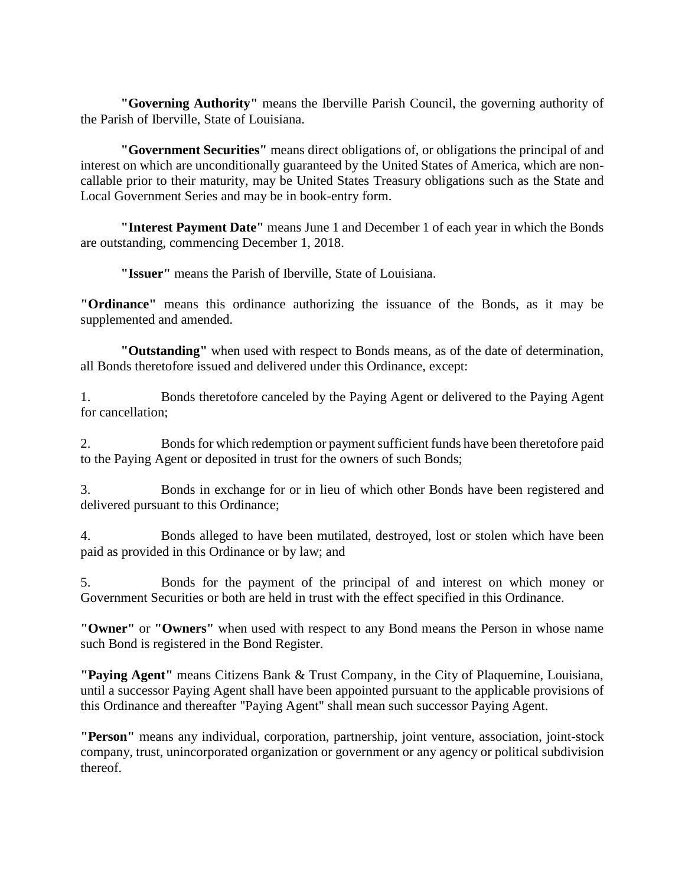**"Governing Authority"** means the Iberville Parish Council, the governing authority of the Parish of Iberville, State of Louisiana.

**"Government Securities"** means direct obligations of, or obligations the principal of and interest on which are unconditionally guaranteed by the United States of America, which are non-callable prior to their maturity, may be United States Treasury obligations such as the State and Local Government Series and may be in book-entry form.

**"Interest Payment Date"** means June 1 and December 1 of each year in which the Bonds are outstanding, commencing December 1, 2018.

**"Issuer"** means the Parish of Iberville, State of Louisiana.

**"Ordinance"** means this ordinance authorizing the issuance of the Bonds, as it may be supplemented and amended.

**"Outstanding"** when used with respect to Bonds means, as of the date of determination, all Bonds theretofore issued and delivered under this Ordinance, except:

1. Bonds theretofore canceled by the Paying Agent or delivered to the Paying Agent for cancellation;

2. Bonds for which redemption or payment sufficient funds have been theretofore paid to the Paying Agent or deposited in trust for the owners of such Bonds;

3. Bonds in exchange for or in lieu of which other Bonds have been registered and delivered pursuant to this Ordinance;

4. Bonds alleged to have been mutilated, destroyed, lost or stolen which have been paid as provided in this Ordinance or by law; and

5. Bonds for the payment of the principal of and interest on which money or Government Securities or both are held in trust with the effect specified in this Ordinance.

**"Owner"** or **"Owners"** when used with respect to any Bond means the Person in whose name such Bond is registered in the Bond Register.

**"Paying Agent"** means Citizens Bank & Trust Company, in the City of Plaquemine, Louisiana, until a successor Paying Agent shall have been appointed pursuant to the applicable provisions of this Ordinance and thereafter "Paying Agent" shall mean such successor Paying Agent.

**"Person"** means any individual, corporation, partnership, joint venture, association, joint-stock company, trust, unincorporated organization or government or any agency or political subdivision thereof.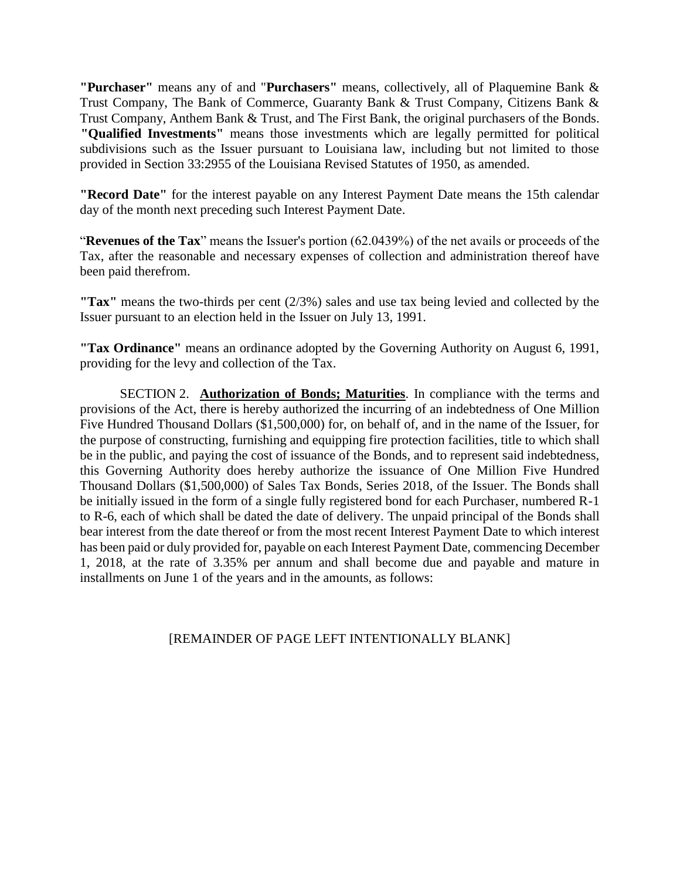**"Purchaser"** means any of and "**Purchasers"** means, collectively, all of Plaquemine Bank & Trust Company, The Bank of Commerce, Guaranty Bank & Trust Company, Citizens Bank & Trust Company, Anthem Bank & Trust, and The First Bank, the original purchasers of the Bonds.
**"Qualified Investments"** means those investments which are legally permitted for political subdivisions such as the Issuer pursuant to Louisiana law, including but not limited to those provided in Section 33:2955 of the Louisiana Revised Statutes of 1950, as amended.

**"Record Date"** for the interest payable on any Interest Payment Date means the 15th calendar day of the month next preceding such Interest Payment Date.

"**Revenues of the Tax**" means the Issuer's portion (62.0439%) of the net avails or proceeds of the Tax, after the reasonable and necessary expenses of collection and administration thereof have been paid therefrom.

**"Tax"** means the two-thirds per cent (2/3%) sales and use tax being levied and collected by the Issuer pursuant to an election held in the Issuer on July 13, 1991.

**"Tax Ordinance"** means an ordinance adopted by the Governing Authority on August 6, 1991, providing for the levy and collection of the Tax.

SECTION 2. **Authorization of Bonds; Maturities**. In compliance with the terms and provisions of the Act, there is hereby authorized the incurring of an indebtedness of One Million Five Hundred Thousand Dollars ($1,500,000) for, on behalf of, and in the name of the Issuer, for the purpose of constructing, furnishing and equipping fire protection facilities, title to which shall be in the public, and paying the cost of issuance of the Bonds, and to represent said indebtedness, this Governing Authority does hereby authorize the issuance of One Million Five Hundred Thousand Dollars ($1,500,000) of Sales Tax Bonds, Series 2018, of the Issuer. The Bonds shall be initially issued in the form of a single fully registered bond for each Purchaser, numbered R-1 to R-6, each of which shall be dated the date of delivery. The unpaid principal of the Bonds shall bear interest from the date thereof or from the most recent Interest Payment Date to which interest has been paid or duly provided for, payable on each Interest Payment Date, commencing December 1, 2018, at the rate of 3.35% per annum and shall become due and payable and mature in installments on June 1 of the years and in the amounts, as follows:

[REMAINDER OF PAGE LEFT INTENTIONALLY BLANK]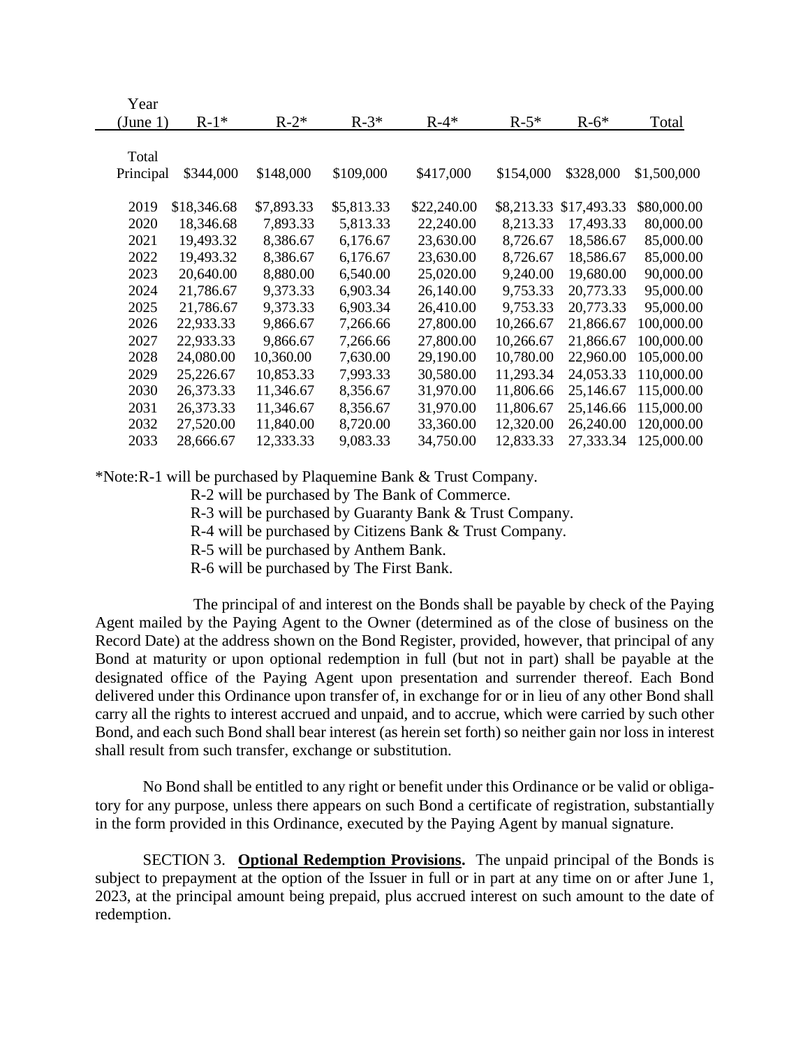| Year (June 1) | R-1* | R-2* | R-3* | R-4* | R-5* | R-6* | Total |
|---|---|---|---|---|---|---|---|
| Total Principal | $344,000 | $148,000 | $109,000 | $417,000 | $154,000 | $328,000 | $1,500,000 |
| 2019 | $18,346.68 | $7,893.33 | $5,813.33 | $22,240.00 | $8,213.33 | $17,493.33 | $80,000.00 |
| 2020 | 18,346.68 | 7,893.33 | 5,813.33 | 22,240.00 | 8,213.33 | 17,493.33 | 80,000.00 |
| 2021 | 19,493.32 | 8,386.67 | 6,176.67 | 23,630.00 | 8,726.67 | 18,586.67 | 85,000.00 |
| 2022 | 19,493.32 | 8,386.67 | 6,176.67 | 23,630.00 | 8,726.67 | 18,586.67 | 85,000.00 |
| 2023 | 20,640.00 | 8,880.00 | 6,540.00 | 25,020.00 | 9,240.00 | 19,680.00 | 90,000.00 |
| 2024 | 21,786.67 | 9,373.33 | 6,903.34 | 26,140.00 | 9,753.33 | 20,773.33 | 95,000.00 |
| 2025 | 21,786.67 | 9,373.33 | 6,903.34 | 26,410.00 | 9,753.33 | 20,773.33 | 95,000.00 |
| 2026 | 22,933.33 | 9,866.67 | 7,266.66 | 27,800.00 | 10,266.67 | 21,866.67 | 100,000.00 |
| 2027 | 22,933.33 | 9,866.67 | 7,266.66 | 27,800.00 | 10,266.67 | 21,866.67 | 100,000.00 |
| 2028 | 24,080.00 | 10,360.00 | 7,630.00 | 29,190.00 | 10,780.00 | 22,960.00 | 105,000.00 |
| 2029 | 25,226.67 | 10,853.33 | 7,993.33 | 30,580.00 | 11,293.34 | 24,053.33 | 110,000.00 |
| 2030 | 26,373.33 | 11,346.67 | 8,356.67 | 31,970.00 | 11,806.66 | 25,146.67 | 115,000.00 |
| 2031 | 26,373.33 | 11,346.67 | 8,356.67 | 31,970.00 | 11,806.67 | 25,146.66 | 115,000.00 |
| 2032 | 27,520.00 | 11,840.00 | 8,720.00 | 33,360.00 | 12,320.00 | 26,240.00 | 120,000.00 |
| 2033 | 28,666.67 | 12,333.33 | 9,083.33 | 34,750.00 | 12,833.33 | 27,333.34 | 125,000.00 |

*Note:R-1 will be purchased by Plaquemine Bank & Trust Company.
R-2 will be purchased by The Bank of Commerce.
R-3 will be purchased by Guaranty Bank & Trust Company.
R-4 will be purchased by Citizens Bank & Trust Company.
R-5 will be purchased by Anthem Bank.
R-6 will be purchased by The First Bank.

The principal of and interest on the Bonds shall be payable by check of the Paying Agent mailed by the Paying Agent to the Owner (determined as of the close of business on the Record Date) at the address shown on the Bond Register, provided, however, that principal of any Bond at maturity or upon optional redemption in full (but not in part) shall be payable at the designated office of the Paying Agent upon presentation and surrender thereof. Each Bond delivered under this Ordinance upon transfer of, in exchange for or in lieu of any other Bond shall carry all the rights to interest accrued and unpaid, and to accrue, which were carried by such other Bond, and each such Bond shall bear interest (as herein set forth) so neither gain nor loss in interest shall result from such transfer, exchange or substitution.

No Bond shall be entitled to any right or benefit under this Ordinance or be valid or obligatory for any purpose, unless there appears on such Bond a certificate of registration, substantially in the form provided in this Ordinance, executed by the Paying Agent by manual signature.

SECTION 3. **Optional Redemption Provisions.** The unpaid principal of the Bonds is subject to prepayment at the option of the Issuer in full or in part at any time on or after June 1, 2023, at the principal amount being prepaid, plus accrued interest on such amount to the date of redemption.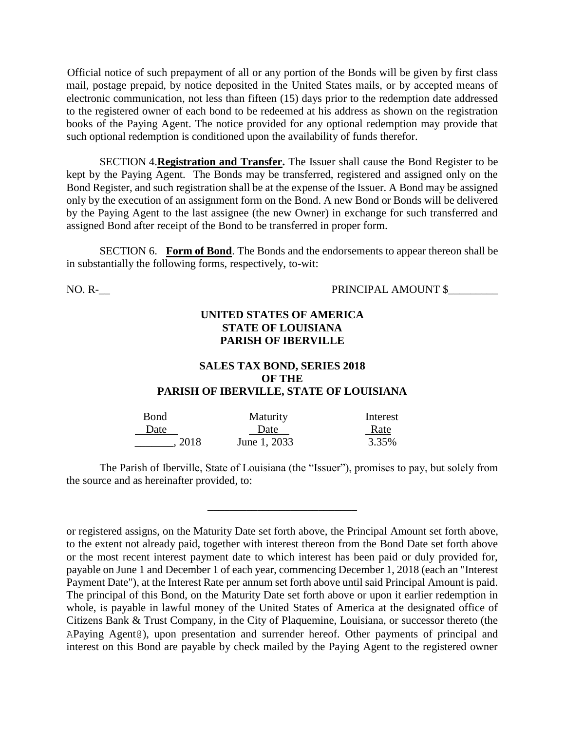Official notice of such prepayment of all or any portion of the Bonds will be given by first class mail, postage prepaid, by notice deposited in the United States mails, or by accepted means of electronic communication, not less than fifteen (15) days prior to the redemption date addressed to the registered owner of each bond to be redeemed at his address as shown on the registration books of the Paying Agent. The notice provided for any optional redemption may provide that such optional redemption is conditioned upon the availability of funds therefor.

SECTION 4.**Registration and Transfer.** The Issuer shall cause the Bond Register to be kept by the Paying Agent. The Bonds may be transferred, registered and assigned only on the Bond Register, and such registration shall be at the expense of the Issuer. A Bond may be assigned only by the execution of an assignment form on the Bond. A new Bond or Bonds will be delivered by the Paying Agent to the last assignee (the new Owner) in exchange for such transferred and assigned Bond after receipt of the Bond to be transferred in proper form.

SECTION 6. **Form of Bond**. The Bonds and the endorsements to appear thereon shall be in substantially the following forms, respectively, to-wit:

NO. R-__ PRINCIPAL AMOUNT $_________

**UNITED STATES OF AMERICA**
**STATE OF LOUISIANA**
**PARISH OF IBERVILLE**

**SALES TAX BOND, SERIES 2018**
**OF THE**
**PARISH OF IBERVILLE, STATE OF LOUISIANA**

| Bond Date | Maturity Date | Interest Rate |
|---|---|---|
| _______, 2018 | June 1, 2033 | 3.35% |

The Parish of Iberville, State of Louisiana (the "Issuer"), promises to pay, but solely from the source and as hereinafter provided, to:

__________________________

or registered assigns, on the Maturity Date set forth above, the Principal Amount set forth above, to the extent not already paid, together with interest thereon from the Bond Date set forth above or the most recent interest payment date to which interest has been paid or duly provided for, payable on June 1 and December 1 of each year, commencing December 1, 2018 (each an "Interest Payment Date"), at the Interest Rate per annum set forth above until said Principal Amount is paid. The principal of this Bond, on the Maturity Date set forth above or upon it earlier redemption in whole, is payable in lawful money of the United States of America at the designated office of Citizens Bank & Trust Company, in the City of Plaquemine, Louisiana, or successor thereto (the APaying Agent@), upon presentation and surrender hereof. Other payments of principal and interest on this Bond are payable by check mailed by the Paying Agent to the registered owner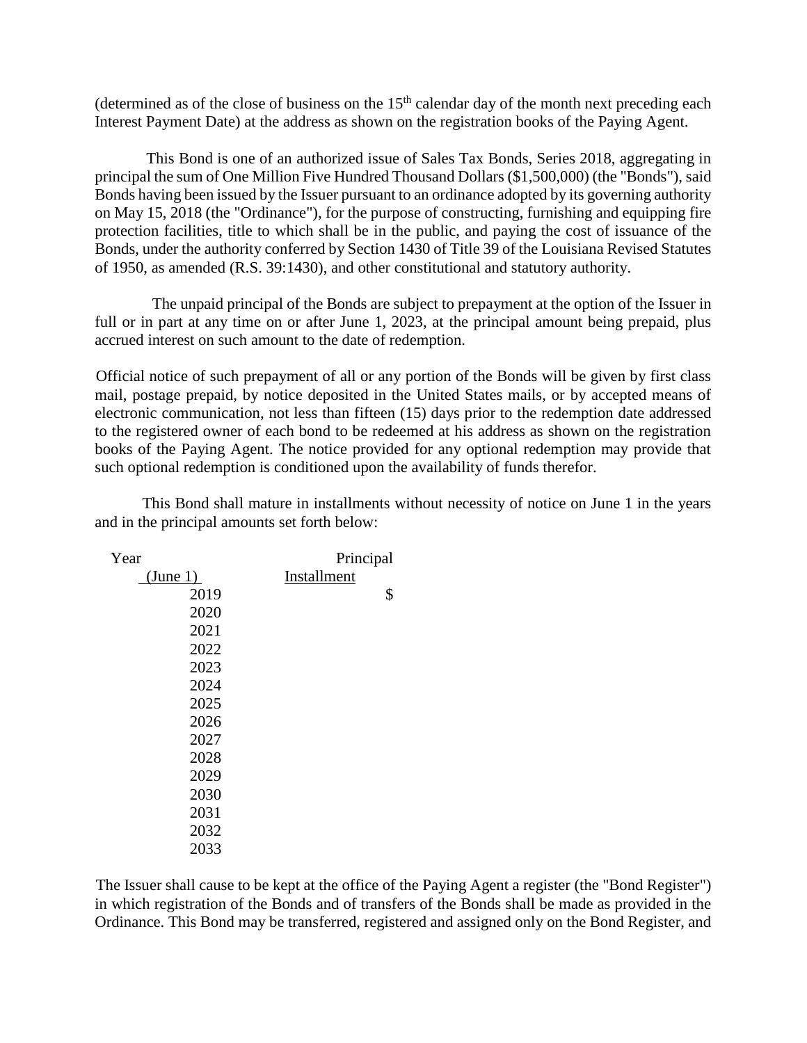(determined as of the close of business on the 15th calendar day of the month next preceding each Interest Payment Date) at the address as shown on the registration books of the Paying Agent.

This Bond is one of an authorized issue of Sales Tax Bonds, Series 2018, aggregating in principal the sum of One Million Five Hundred Thousand Dollars ($1,500,000) (the "Bonds"), said Bonds having been issued by the Issuer pursuant to an ordinance adopted by its governing authority on May 15, 2018 (the "Ordinance"), for the purpose of constructing, furnishing and equipping fire protection facilities, title to which shall be in the public, and paying the cost of issuance of the Bonds, under the authority conferred by Section 1430 of Title 39 of the Louisiana Revised Statutes of 1950, as amended (R.S. 39:1430), and other constitutional and statutory authority.

The unpaid principal of the Bonds are subject to prepayment at the option of the Issuer in full or in part at any time on or after June 1, 2023, at the principal amount being prepaid, plus accrued interest on such amount to the date of redemption.

Official notice of such prepayment of all or any portion of the Bonds will be given by first class mail, postage prepaid, by notice deposited in the United States mails, or by accepted means of electronic communication, not less than fifteen (15) days prior to the redemption date addressed to the registered owner of each bond to be redeemed at his address as shown on the registration books of the Paying Agent. The notice provided for any optional redemption may provide that such optional redemption is conditioned upon the availability of funds therefor.

This Bond shall mature in installments without necessity of notice on June 1 in the years and in the principal amounts set forth below:

| Year (June 1) | Principal Installment |
|---|---|
| 2019 | $ |
| 2020 | |
| 2021 | |
| 2022 | |
| 2023 | |
| 2024 | |
| 2025 | |
| 2026 | |
| 2027 | |
| 2028 | |
| 2029 | |
| 2030 | |
| 2031 | |
| 2032 | |
| 2033 | |

The Issuer shall cause to be kept at the office of the Paying Agent a register (the "Bond Register") in which registration of the Bonds and of transfers of the Bonds shall be made as provided in the Ordinance. This Bond may be transferred, registered and assigned only on the Bond Register, and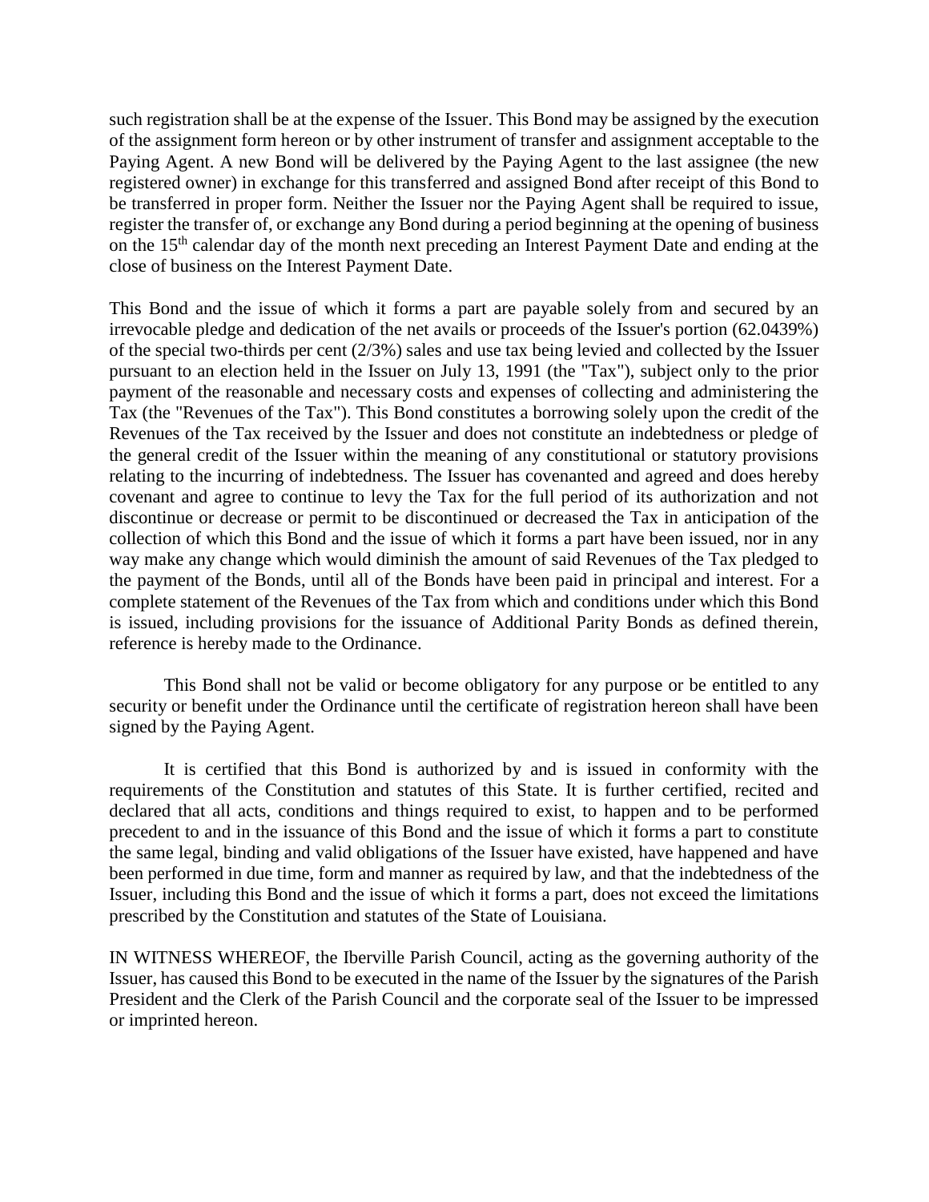such registration shall be at the expense of the Issuer. This Bond may be assigned by the execution of the assignment form hereon or by other instrument of transfer and assignment acceptable to the Paying Agent. A new Bond will be delivered by the Paying Agent to the last assignee (the new registered owner) in exchange for this transferred and assigned Bond after receipt of this Bond to be transferred in proper form. Neither the Issuer nor the Paying Agent shall be required to issue, register the transfer of, or exchange any Bond during a period beginning at the opening of business on the 15th calendar day of the month next preceding an Interest Payment Date and ending at the close of business on the Interest Payment Date.

This Bond and the issue of which it forms a part are payable solely from and secured by an irrevocable pledge and dedication of the net avails or proceeds of the Issuer's portion (62.0439%) of the special two-thirds per cent (2/3%) sales and use tax being levied and collected by the Issuer pursuant to an election held in the Issuer on July 13, 1991 (the "Tax"), subject only to the prior payment of the reasonable and necessary costs and expenses of collecting and administering the Tax (the "Revenues of the Tax"). This Bond constitutes a borrowing solely upon the credit of the Revenues of the Tax received by the Issuer and does not constitute an indebtedness or pledge of the general credit of the Issuer within the meaning of any constitutional or statutory provisions relating to the incurring of indebtedness. The Issuer has covenanted and agreed and does hereby covenant and agree to continue to levy the Tax for the full period of its authorization and not discontinue or decrease or permit to be discontinued or decreased the Tax in anticipation of the collection of which this Bond and the issue of which it forms a part have been issued, nor in any way make any change which would diminish the amount of said Revenues of the Tax pledged to the payment of the Bonds, until all of the Bonds have been paid in principal and interest. For a complete statement of the Revenues of the Tax from which and conditions under which this Bond is issued, including provisions for the issuance of Additional Parity Bonds as defined therein, reference is hereby made to the Ordinance.

This Bond shall not be valid or become obligatory for any purpose or be entitled to any security or benefit under the Ordinance until the certificate of registration hereon shall have been signed by the Paying Agent.

It is certified that this Bond is authorized by and is issued in conformity with the requirements of the Constitution and statutes of this State. It is further certified, recited and declared that all acts, conditions and things required to exist, to happen and to be performed precedent to and in the issuance of this Bond and the issue of which it forms a part to constitute the same legal, binding and valid obligations of the Issuer have existed, have happened and have been performed in due time, form and manner as required by law, and that the indebtedness of the Issuer, including this Bond and the issue of which it forms a part, does not exceed the limitations prescribed by the Constitution and statutes of the State of Louisiana.

IN WITNESS WHEREOF, the Iberville Parish Council, acting as the governing authority of the Issuer, has caused this Bond to be executed in the name of the Issuer by the signatures of the Parish President and the Clerk of the Parish Council and the corporate seal of the Issuer to be impressed or imprinted hereon.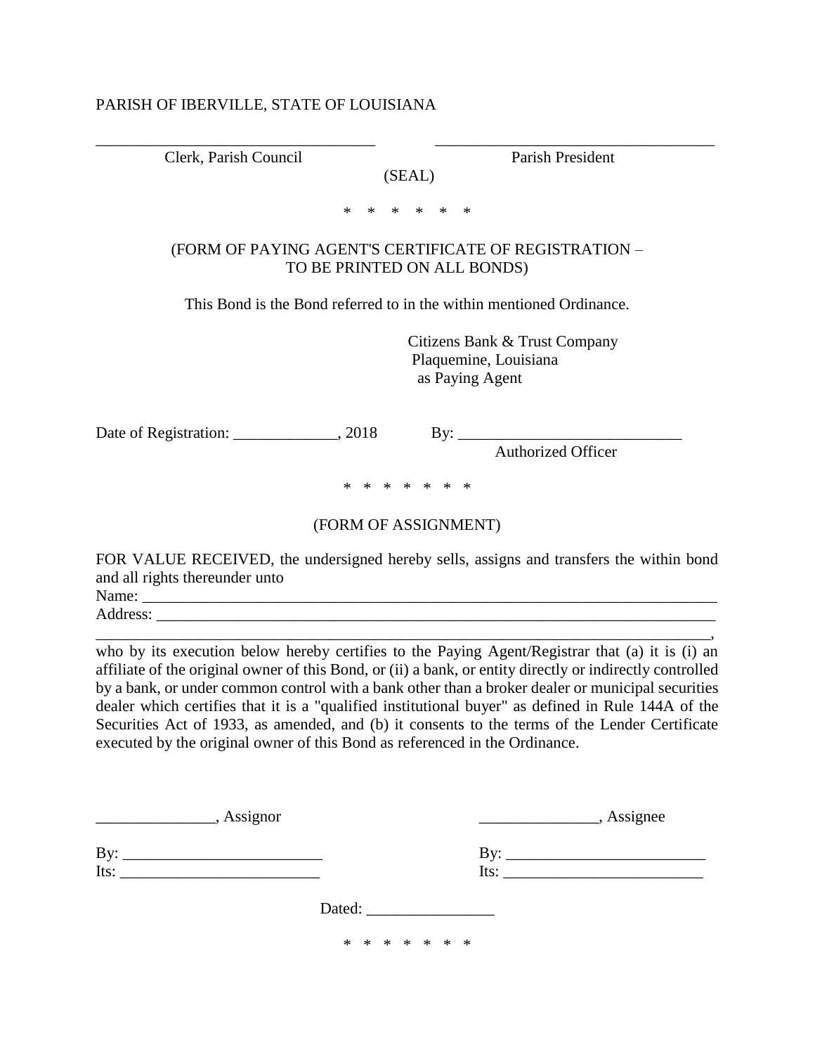PARISH OF IBERVILLE, STATE OF LOUISIANA

| ___________________________________ | ___________________________________ |
|---|---|
| Clerk, Parish Council | Parish President |

(SEAL)

\* \* \* \* \* \*

(FORM OF PAYING AGENT'S CERTIFICATE OF REGISTRATION – TO BE PRINTED ON ALL BONDS)

This Bond is the Bond referred to in the within mentioned Ordinance.

Citizens Bank & Trust Company
Plaquemine, Louisiana
as Paying Agent

Date of Registration: _____________, 2018 By: ____________________________
Authorized Officer

\* \* \* \* \* \* \*

(FORM OF ASSIGNMENT)

FOR VALUE RECEIVED, the undersigned hereby sells, assigns and transfers the within bond and all rights thereunder unto
Name: ___________________________________________________________________________
Address: _________________________________________________________________________
_______________________________________________________________________________,
who by its execution below hereby certifies to the Paying Agent/Registrar that (a) it is (i) an affiliate of the original owner of this Bond, or (ii) a bank, or entity directly or indirectly controlled by a bank, or under common control with a bank other than a broker dealer or municipal securities dealer which certifies that it is a "qualified institutional buyer" as defined in Rule 144A of the Securities Act of 1933, as amended, and (b) it consents to the terms of the Lender Certificate executed by the original owner of this Bond as referenced in the Ordinance.

| _______________, Assignor | _______________, Assignee |
|---|---|
| By: _________________________ | By: _________________________ |
| Its: _________________________ | Its: _________________________ |

Dated: ________________

\* \* \* \* \* \* \*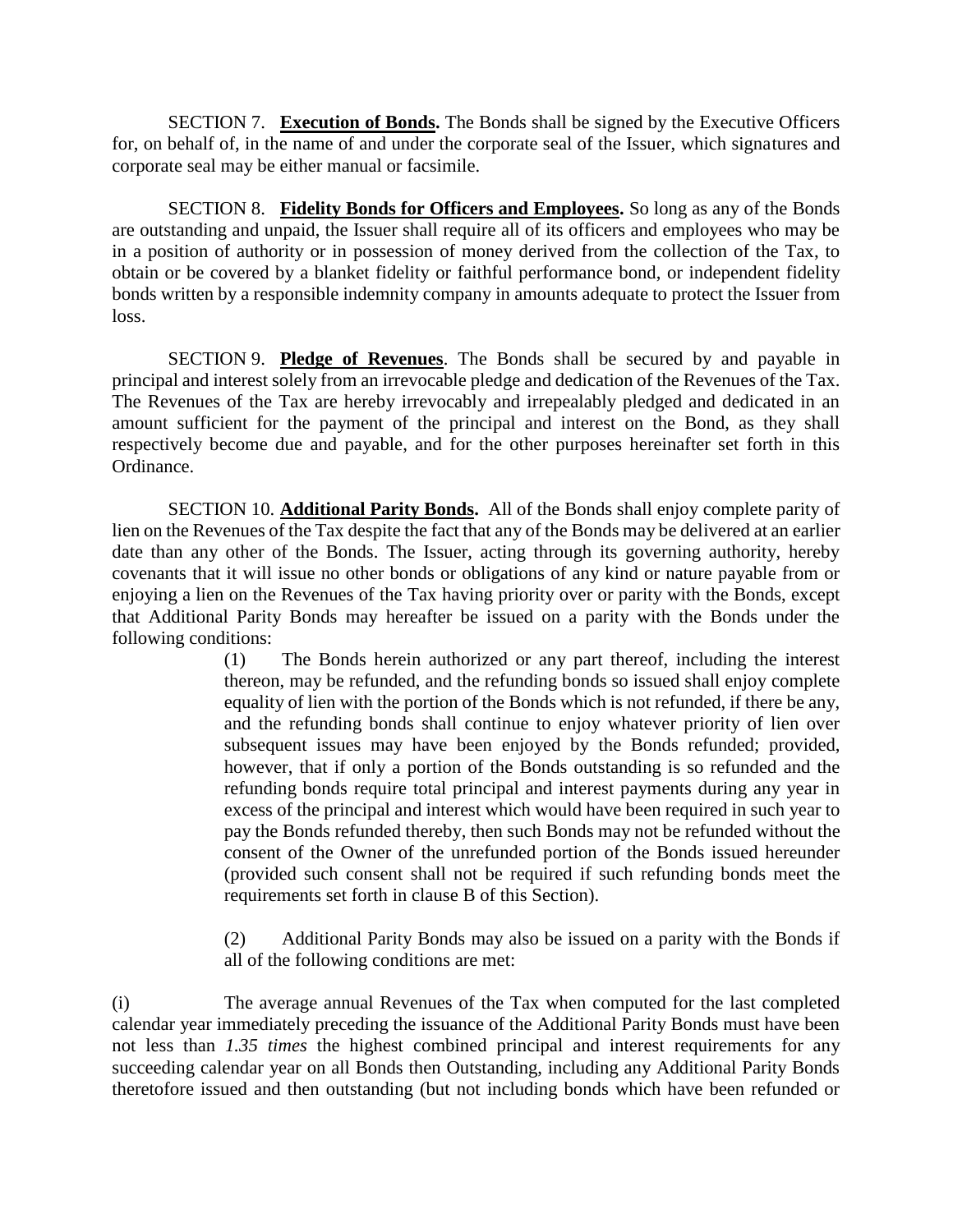SECTION 7. **Execution of Bonds.** The Bonds shall be signed by the Executive Officers for, on behalf of, in the name of and under the corporate seal of the Issuer, which signatures and corporate seal may be either manual or facsimile.

SECTION 8. **Fidelity Bonds for Officers and Employees.** So long as any of the Bonds are outstanding and unpaid, the Issuer shall require all of its officers and employees who may be in a position of authority or in possession of money derived from the collection of the Tax, to obtain or be covered by a blanket fidelity or faithful performance bond, or independent fidelity bonds written by a responsible indemnity company in amounts adequate to protect the Issuer from loss.

SECTION 9. **Pledge of Revenues**. The Bonds shall be secured by and payable in principal and interest solely from an irrevocable pledge and dedication of the Revenues of the Tax. The Revenues of the Tax are hereby irrevocably and irrepealably pledged and dedicated in an amount sufficient for the payment of the principal and interest on the Bond, as they shall respectively become due and payable, and for the other purposes hereinafter set forth in this Ordinance.

SECTION 10. **Additional Parity Bonds.** All of the Bonds shall enjoy complete parity of lien on the Revenues of the Tax despite the fact that any of the Bonds may be delivered at an earlier date than any other of the Bonds. The Issuer, acting through its governing authority, hereby covenants that it will issue no other bonds or obligations of any kind or nature payable from or enjoying a lien on the Revenues of the Tax having priority over or parity with the Bonds, except that Additional Parity Bonds may hereafter be issued on a parity with the Bonds under the following conditions:

(1) The Bonds herein authorized or any part thereof, including the interest thereon, may be refunded, and the refunding bonds so issued shall enjoy complete equality of lien with the portion of the Bonds which is not refunded, if there be any, and the refunding bonds shall continue to enjoy whatever priority of lien over subsequent issues may have been enjoyed by the Bonds refunded; provided, however, that if only a portion of the Bonds outstanding is so refunded and the refunding bonds require total principal and interest payments during any year in excess of the principal and interest which would have been required in such year to pay the Bonds refunded thereby, then such Bonds may not be refunded without the consent of the Owner of the unrefunded portion of the Bonds issued hereunder (provided such consent shall not be required if such refunding bonds meet the requirements set forth in clause B of this Section).

(2) Additional Parity Bonds may also be issued on a parity with the Bonds if all of the following conditions are met:

(i) The average annual Revenues of the Tax when computed for the last completed calendar year immediately preceding the issuance of the Additional Parity Bonds must have been not less than *1.35 times* the highest combined principal and interest requirements for any succeeding calendar year on all Bonds then Outstanding, including any Additional Parity Bonds theretofore issued and then outstanding (but not including bonds which have been refunded or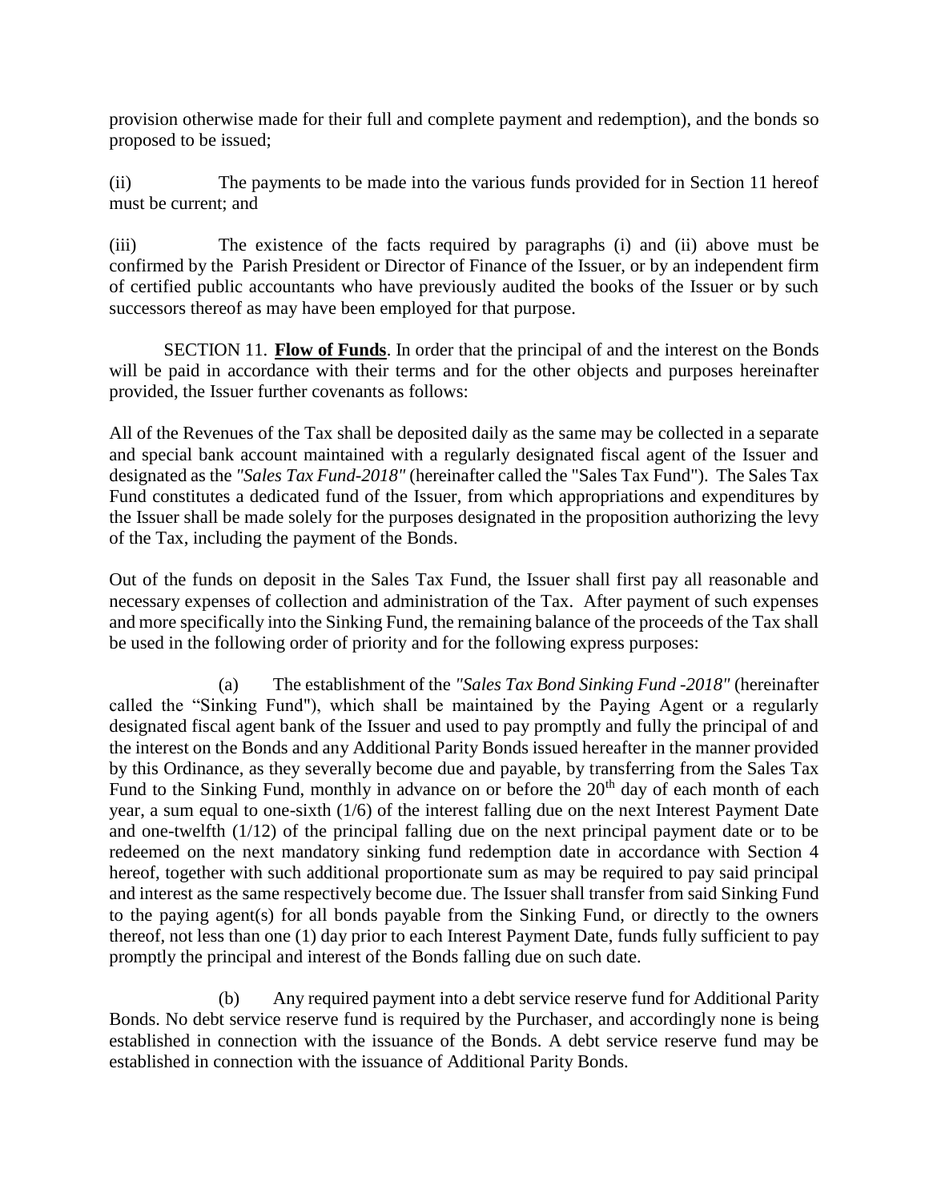provision otherwise made for their full and complete payment and redemption), and the bonds so proposed to be issued;

(ii) The payments to be made into the various funds provided for in Section 11 hereof must be current; and

(iii) The existence of the facts required by paragraphs (i) and (ii) above must be confirmed by the Parish President or Director of Finance of the Issuer, or by an independent firm of certified public accountants who have previously audited the books of the Issuer or by such successors thereof as may have been employed for that purpose.

SECTION 11. **Flow of Funds**. In order that the principal of and the interest on the Bonds will be paid in accordance with their terms and for the other objects and purposes hereinafter provided, the Issuer further covenants as follows:

All of the Revenues of the Tax shall be deposited daily as the same may be collected in a separate and special bank account maintained with a regularly designated fiscal agent of the Issuer and designated as the *"Sales Tax Fund-2018"* (hereinafter called the "Sales Tax Fund"). The Sales Tax Fund constitutes a dedicated fund of the Issuer, from which appropriations and expenditures by the Issuer shall be made solely for the purposes designated in the proposition authorizing the levy of the Tax, including the payment of the Bonds.

Out of the funds on deposit in the Sales Tax Fund, the Issuer shall first pay all reasonable and necessary expenses of collection and administration of the Tax. After payment of such expenses and more specifically into the Sinking Fund, the remaining balance of the proceeds of the Tax shall be used in the following order of priority and for the following express purposes:

(a) The establishment of the *"Sales Tax Bond Sinking Fund -2018"* (hereinafter called the "Sinking Fund"), which shall be maintained by the Paying Agent or a regularly designated fiscal agent bank of the Issuer and used to pay promptly and fully the principal of and the interest on the Bonds and any Additional Parity Bonds issued hereafter in the manner provided by this Ordinance, as they severally become due and payable, by transferring from the Sales Tax Fund to the Sinking Fund, monthly in advance on or before the 20th day of each month of each year, a sum equal to one-sixth (1/6) of the interest falling due on the next Interest Payment Date and one-twelfth (1/12) of the principal falling due on the next principal payment date or to be redeemed on the next mandatory sinking fund redemption date in accordance with Section 4 hereof, together with such additional proportionate sum as may be required to pay said principal and interest as the same respectively become due. The Issuer shall transfer from said Sinking Fund to the paying agent(s) for all bonds payable from the Sinking Fund, or directly to the owners thereof, not less than one (1) day prior to each Interest Payment Date, funds fully sufficient to pay promptly the principal and interest of the Bonds falling due on such date.

(b) Any required payment into a debt service reserve fund for Additional Parity Bonds. No debt service reserve fund is required by the Purchaser, and accordingly none is being established in connection with the issuance of the Bonds. A debt service reserve fund may be established in connection with the issuance of Additional Parity Bonds.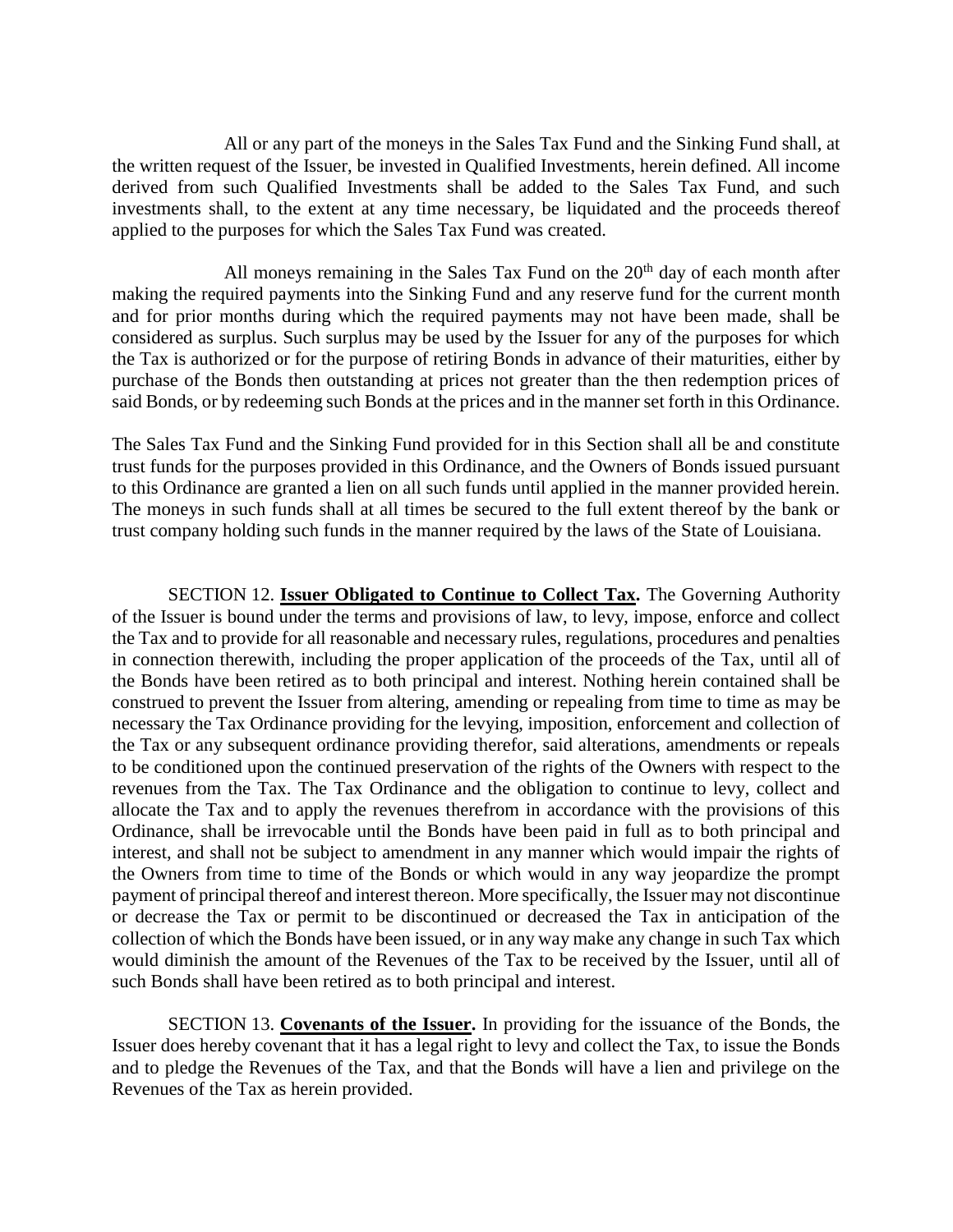All or any part of the moneys in the Sales Tax Fund and the Sinking Fund shall, at the written request of the Issuer, be invested in Qualified Investments, herein defined. All income derived from such Qualified Investments shall be added to the Sales Tax Fund, and such investments shall, to the extent at any time necessary, be liquidated and the proceeds thereof applied to the purposes for which the Sales Tax Fund was created.

All moneys remaining in the Sales Tax Fund on the 20th day of each month after making the required payments into the Sinking Fund and any reserve fund for the current month and for prior months during which the required payments may not have been made, shall be considered as surplus. Such surplus may be used by the Issuer for any of the purposes for which the Tax is authorized or for the purpose of retiring Bonds in advance of their maturities, either by purchase of the Bonds then outstanding at prices not greater than the then redemption prices of said Bonds, or by redeeming such Bonds at the prices and in the manner set forth in this Ordinance.

The Sales Tax Fund and the Sinking Fund provided for in this Section shall all be and constitute trust funds for the purposes provided in this Ordinance, and the Owners of Bonds issued pursuant to this Ordinance are granted a lien on all such funds until applied in the manner provided herein. The moneys in such funds shall at all times be secured to the full extent thereof by the bank or trust company holding such funds in the manner required by the laws of the State of Louisiana.

SECTION 12. **Issuer Obligated to Continue to Collect Tax.** The Governing Authority of the Issuer is bound under the terms and provisions of law, to levy, impose, enforce and collect the Tax and to provide for all reasonable and necessary rules, regulations, procedures and penalties in connection therewith, including the proper application of the proceeds of the Tax, until all of the Bonds have been retired as to both principal and interest. Nothing herein contained shall be construed to prevent the Issuer from altering, amending or repealing from time to time as may be necessary the Tax Ordinance providing for the levying, imposition, enforcement and collection of the Tax or any subsequent ordinance providing therefor, said alterations, amendments or repeals to be conditioned upon the continued preservation of the rights of the Owners with respect to the revenues from the Tax. The Tax Ordinance and the obligation to continue to levy, collect and allocate the Tax and to apply the revenues therefrom in accordance with the provisions of this Ordinance, shall be irrevocable until the Bonds have been paid in full as to both principal and interest, and shall not be subject to amendment in any manner which would impair the rights of the Owners from time to time of the Bonds or which would in any way jeopardize the prompt payment of principal thereof and interest thereon. More specifically, the Issuer may not discontinue or decrease the Tax or permit to be discontinued or decreased the Tax in anticipation of the collection of which the Bonds have been issued, or in any way make any change in such Tax which would diminish the amount of the Revenues of the Tax to be received by the Issuer, until all of such Bonds shall have been retired as to both principal and interest.

SECTION 13. **Covenants of the Issuer.** In providing for the issuance of the Bonds, the Issuer does hereby covenant that it has a legal right to levy and collect the Tax, to issue the Bonds and to pledge the Revenues of the Tax, and that the Bonds will have a lien and privilege on the Revenues of the Tax as herein provided.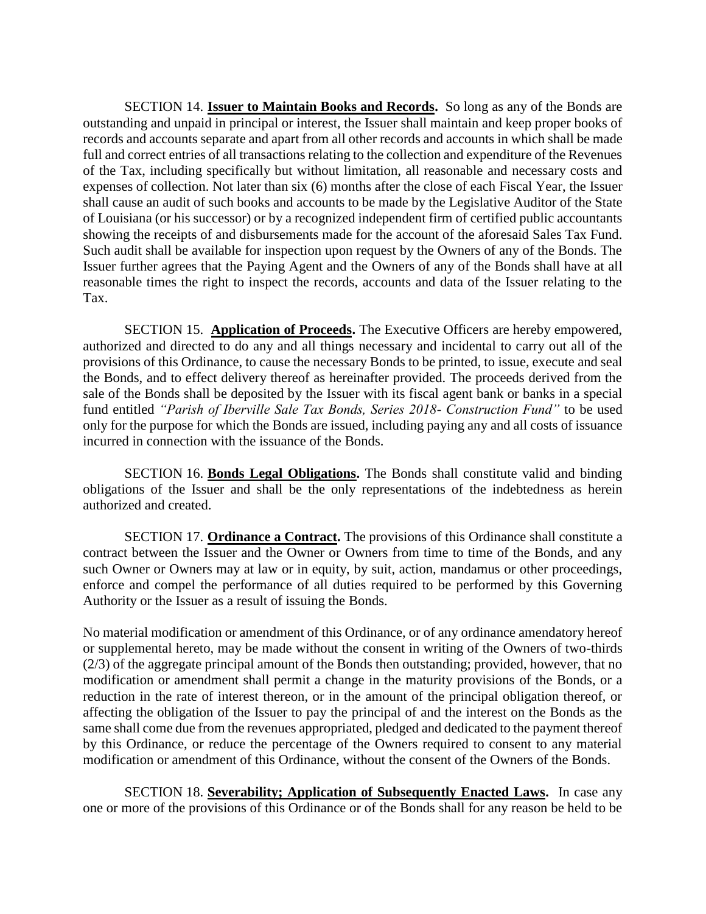SECTION 14. **Issuer to Maintain Books and Records.** So long as any of the Bonds are outstanding and unpaid in principal or interest, the Issuer shall maintain and keep proper books of records and accounts separate and apart from all other records and accounts in which shall be made full and correct entries of all transactions relating to the collection and expenditure of the Revenues of the Tax, including specifically but without limitation, all reasonable and necessary costs and expenses of collection. Not later than six (6) months after the close of each Fiscal Year, the Issuer shall cause an audit of such books and accounts to be made by the Legislative Auditor of the State of Louisiana (or his successor) or by a recognized independent firm of certified public accountants showing the receipts of and disbursements made for the account of the aforesaid Sales Tax Fund. Such audit shall be available for inspection upon request by the Owners of any of the Bonds. The Issuer further agrees that the Paying Agent and the Owners of any of the Bonds shall have at all reasonable times the right to inspect the records, accounts and data of the Issuer relating to the Tax.

SECTION 15. **Application of Proceeds.** The Executive Officers are hereby empowered, authorized and directed to do any and all things necessary and incidental to carry out all of the provisions of this Ordinance, to cause the necessary Bonds to be printed, to issue, execute and seal the Bonds, and to effect delivery thereof as hereinafter provided. The proceeds derived from the sale of the Bonds shall be deposited by the Issuer with its fiscal agent bank or banks in a special fund entitled *"Parish of Iberville Sale Tax Bonds, Series 2018- Construction Fund"* to be used only for the purpose for which the Bonds are issued, including paying any and all costs of issuance incurred in connection with the issuance of the Bonds.

SECTION 16. **Bonds Legal Obligations.** The Bonds shall constitute valid and binding obligations of the Issuer and shall be the only representations of the indebtedness as herein authorized and created.

SECTION 17. **Ordinance a Contract.** The provisions of this Ordinance shall constitute a contract between the Issuer and the Owner or Owners from time to time of the Bonds, and any such Owner or Owners may at law or in equity, by suit, action, mandamus or other proceedings, enforce and compel the performance of all duties required to be performed by this Governing Authority or the Issuer as a result of issuing the Bonds.

No material modification or amendment of this Ordinance, or of any ordinance amendatory hereof or supplemental hereto, may be made without the consent in writing of the Owners of two-thirds (2/3) of the aggregate principal amount of the Bonds then outstanding; provided, however, that no modification or amendment shall permit a change in the maturity provisions of the Bonds, or a reduction in the rate of interest thereon, or in the amount of the principal obligation thereof, or affecting the obligation of the Issuer to pay the principal of and the interest on the Bonds as the same shall come due from the revenues appropriated, pledged and dedicated to the payment thereof by this Ordinance, or reduce the percentage of the Owners required to consent to any material modification or amendment of this Ordinance, without the consent of the Owners of the Bonds.

SECTION 18. **Severability; Application of Subsequently Enacted Laws.** In case any one or more of the provisions of this Ordinance or of the Bonds shall for any reason be held to be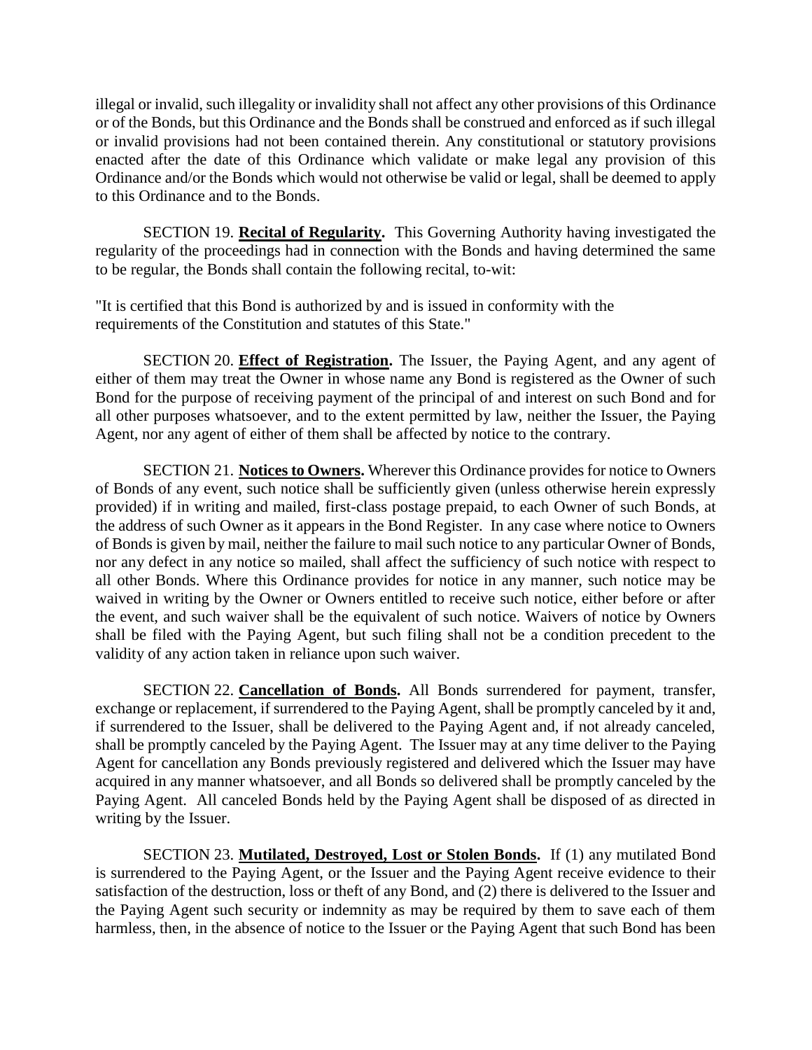illegal or invalid, such illegality or invalidity shall not affect any other provisions of this Ordinance or of the Bonds, but this Ordinance and the Bonds shall be construed and enforced as if such illegal or invalid provisions had not been contained therein. Any constitutional or statutory provisions enacted after the date of this Ordinance which validate or make legal any provision of this Ordinance and/or the Bonds which would not otherwise be valid or legal, shall be deemed to apply to this Ordinance and to the Bonds.

SECTION 19. **Recital of Regularity.** This Governing Authority having investigated the regularity of the proceedings had in connection with the Bonds and having determined the same to be regular, the Bonds shall contain the following recital, to-wit:

"It is certified that this Bond is authorized by and is issued in conformity with the requirements of the Constitution and statutes of this State."

SECTION 20. **Effect of Registration.** The Issuer, the Paying Agent, and any agent of either of them may treat the Owner in whose name any Bond is registered as the Owner of such Bond for the purpose of receiving payment of the principal of and interest on such Bond and for all other purposes whatsoever, and to the extent permitted by law, neither the Issuer, the Paying Agent, nor any agent of either of them shall be affected by notice to the contrary.

SECTION 21. **Notices to Owners.** Wherever this Ordinance provides for notice to Owners of Bonds of any event, such notice shall be sufficiently given (unless otherwise herein expressly provided) if in writing and mailed, first-class postage prepaid, to each Owner of such Bonds, at the address of such Owner as it appears in the Bond Register. In any case where notice to Owners of Bonds is given by mail, neither the failure to mail such notice to any particular Owner of Bonds, nor any defect in any notice so mailed, shall affect the sufficiency of such notice with respect to all other Bonds. Where this Ordinance provides for notice in any manner, such notice may be waived in writing by the Owner or Owners entitled to receive such notice, either before or after the event, and such waiver shall be the equivalent of such notice. Waivers of notice by Owners shall be filed with the Paying Agent, but such filing shall not be a condition precedent to the validity of any action taken in reliance upon such waiver.

SECTION 22. **Cancellation of Bonds.** All Bonds surrendered for payment, transfer, exchange or replacement, if surrendered to the Paying Agent, shall be promptly canceled by it and, if surrendered to the Issuer, shall be delivered to the Paying Agent and, if not already canceled, shall be promptly canceled by the Paying Agent. The Issuer may at any time deliver to the Paying Agent for cancellation any Bonds previously registered and delivered which the Issuer may have acquired in any manner whatsoever, and all Bonds so delivered shall be promptly canceled by the Paying Agent. All canceled Bonds held by the Paying Agent shall be disposed of as directed in writing by the Issuer.

SECTION 23. **Mutilated, Destroyed, Lost or Stolen Bonds.** If (1) any mutilated Bond is surrendered to the Paying Agent, or the Issuer and the Paying Agent receive evidence to their satisfaction of the destruction, loss or theft of any Bond, and (2) there is delivered to the Issuer and the Paying Agent such security or indemnity as may be required by them to save each of them harmless, then, in the absence of notice to the Issuer or the Paying Agent that such Bond has been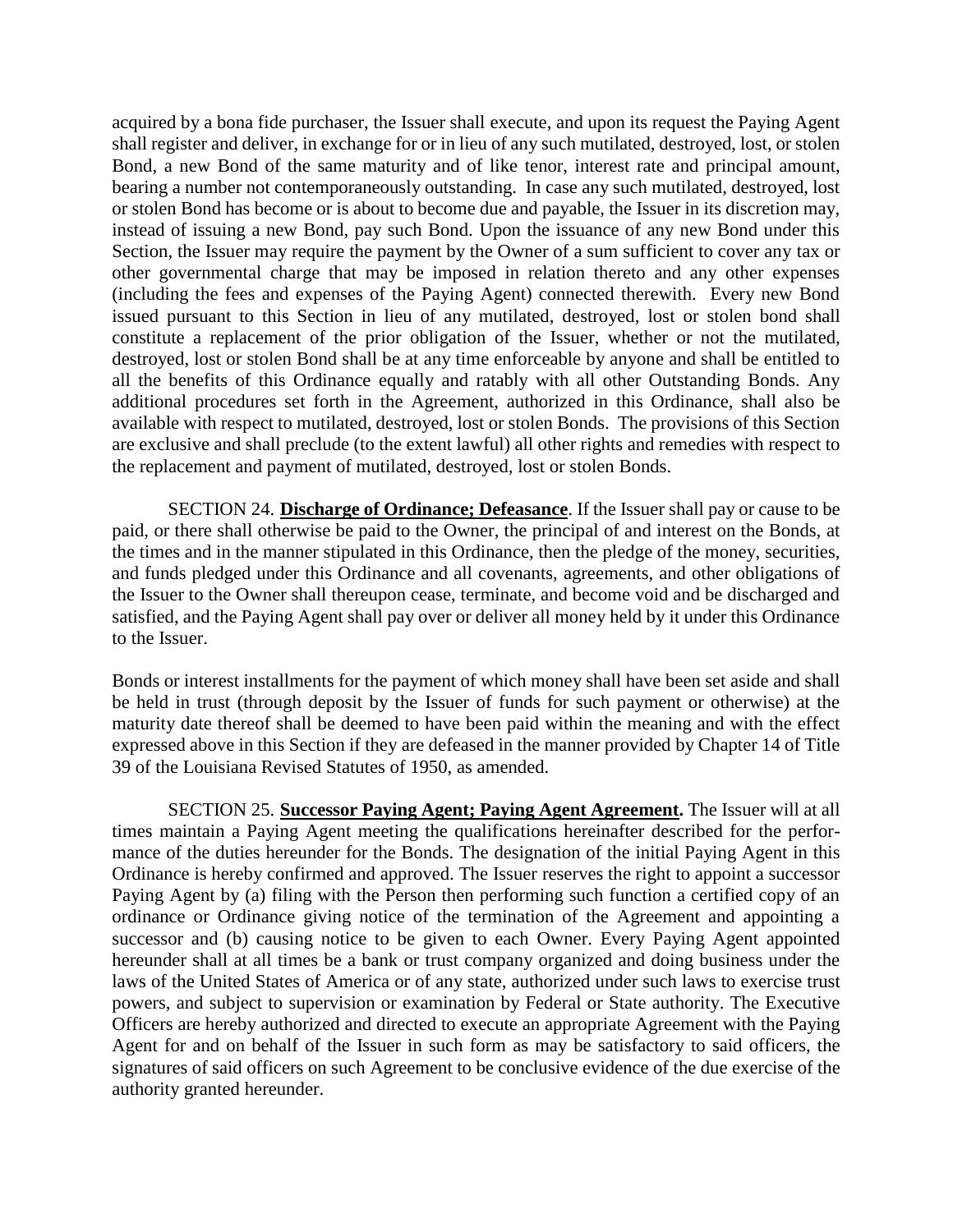acquired by a bona fide purchaser, the Issuer shall execute, and upon its request the Paying Agent shall register and deliver, in exchange for or in lieu of any such mutilated, destroyed, lost, or stolen Bond, a new Bond of the same maturity and of like tenor, interest rate and principal amount, bearing a number not contemporaneously outstanding. In case any such mutilated, destroyed, lost or stolen Bond has become or is about to become due and payable, the Issuer in its discretion may, instead of issuing a new Bond, pay such Bond. Upon the issuance of any new Bond under this Section, the Issuer may require the payment by the Owner of a sum sufficient to cover any tax or other governmental charge that may be imposed in relation thereto and any other expenses (including the fees and expenses of the Paying Agent) connected therewith. Every new Bond issued pursuant to this Section in lieu of any mutilated, destroyed, lost or stolen bond shall constitute a replacement of the prior obligation of the Issuer, whether or not the mutilated, destroyed, lost or stolen Bond shall be at any time enforceable by anyone and shall be entitled to all the benefits of this Ordinance equally and ratably with all other Outstanding Bonds. Any additional procedures set forth in the Agreement, authorized in this Ordinance, shall also be available with respect to mutilated, destroyed, lost or stolen Bonds. The provisions of this Section are exclusive and shall preclude (to the extent lawful) all other rights and remedies with respect to the replacement and payment of mutilated, destroyed, lost or stolen Bonds.

SECTION 24. **Discharge of Ordinance; Defeasance**. If the Issuer shall pay or cause to be paid, or there shall otherwise be paid to the Owner, the principal of and interest on the Bonds, at the times and in the manner stipulated in this Ordinance, then the pledge of the money, securities, and funds pledged under this Ordinance and all covenants, agreements, and other obligations of the Issuer to the Owner shall thereupon cease, terminate, and become void and be discharged and satisfied, and the Paying Agent shall pay over or deliver all money held by it under this Ordinance to the Issuer.

Bonds or interest installments for the payment of which money shall have been set aside and shall be held in trust (through deposit by the Issuer of funds for such payment or otherwise) at the maturity date thereof shall be deemed to have been paid within the meaning and with the effect expressed above in this Section if they are defeased in the manner provided by Chapter 14 of Title 39 of the Louisiana Revised Statutes of 1950, as amended.

SECTION 25. **Successor Paying Agent; Paying Agent Agreement.** The Issuer will at all times maintain a Paying Agent meeting the qualifications hereinafter described for the performance of the duties hereunder for the Bonds. The designation of the initial Paying Agent in this Ordinance is hereby confirmed and approved. The Issuer reserves the right to appoint a successor Paying Agent by (a) filing with the Person then performing such function a certified copy of an ordinance or Ordinance giving notice of the termination of the Agreement and appointing a successor and (b) causing notice to be given to each Owner. Every Paying Agent appointed hereunder shall at all times be a bank or trust company organized and doing business under the laws of the United States of America or of any state, authorized under such laws to exercise trust powers, and subject to supervision or examination by Federal or State authority. The Executive Officers are hereby authorized and directed to execute an appropriate Agreement with the Paying Agent for and on behalf of the Issuer in such form as may be satisfactory to said officers, the signatures of said officers on such Agreement to be conclusive evidence of the due exercise of the authority granted hereunder.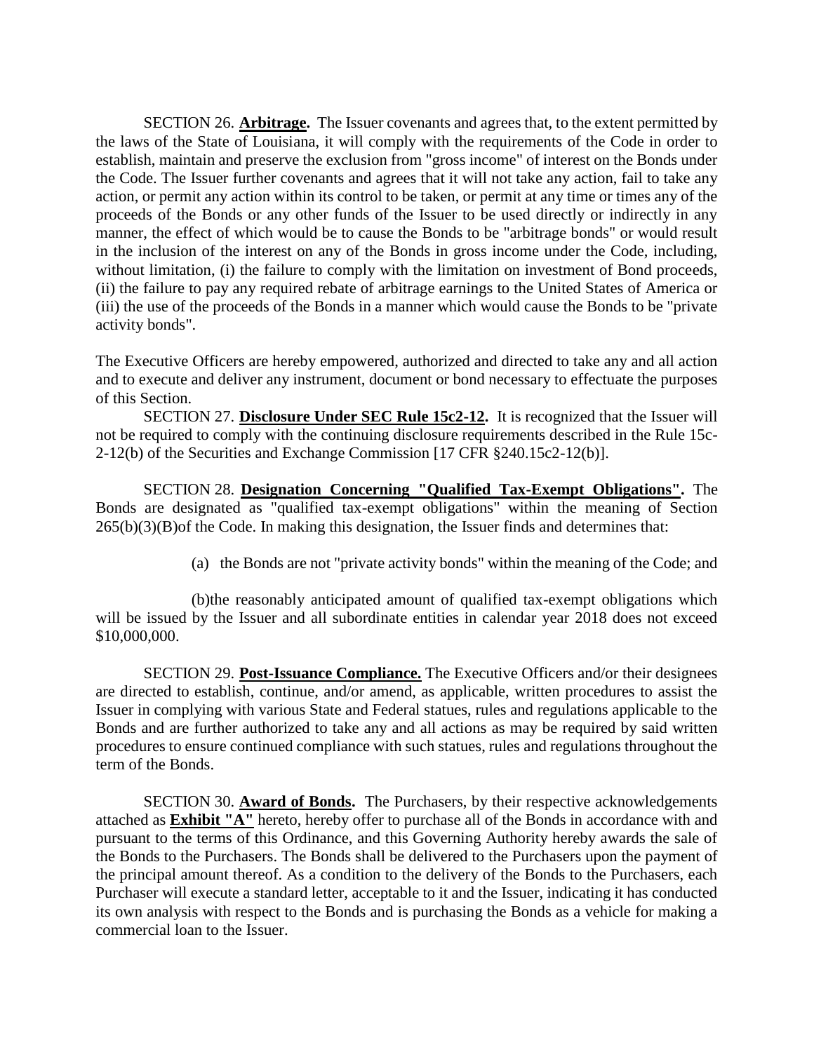SECTION 26. **Arbitrage.** The Issuer covenants and agrees that, to the extent permitted by the laws of the State of Louisiana, it will comply with the requirements of the Code in order to establish, maintain and preserve the exclusion from "gross income" of interest on the Bonds under the Code. The Issuer further covenants and agrees that it will not take any action, fail to take any action, or permit any action within its control to be taken, or permit at any time or times any of the proceeds of the Bonds or any other funds of the Issuer to be used directly or indirectly in any manner, the effect of which would be to cause the Bonds to be "arbitrage bonds" or would result in the inclusion of the interest on any of the Bonds in gross income under the Code, including, without limitation, (i) the failure to comply with the limitation on investment of Bond proceeds, (ii) the failure to pay any required rebate of arbitrage earnings to the United States of America or (iii) the use of the proceeds of the Bonds in a manner which would cause the Bonds to be "private activity bonds".

The Executive Officers are hereby empowered, authorized and directed to take any and all action and to execute and deliver any instrument, document or bond necessary to effectuate the purposes of this Section.

SECTION 27. **Disclosure Under SEC Rule 15c2-12.** It is recognized that the Issuer will not be required to comply with the continuing disclosure requirements described in the Rule 15c-2-12(b) of the Securities and Exchange Commission [17 CFR §240.15c2-12(b)].

SECTION 28. **Designation Concerning "Qualified Tax-Exempt Obligations".** The Bonds are designated as "qualified tax-exempt obligations" within the meaning of Section 265(b)(3)(B)of the Code. In making this designation, the Issuer finds and determines that:

(a) the Bonds are not "private activity bonds" within the meaning of the Code; and

(b)the reasonably anticipated amount of qualified tax-exempt obligations which will be issued by the Issuer and all subordinate entities in calendar year 2018 does not exceed $10,000,000.

SECTION 29. **Post-Issuance Compliance.** The Executive Officers and/or their designees are directed to establish, continue, and/or amend, as applicable, written procedures to assist the Issuer in complying with various State and Federal statues, rules and regulations applicable to the Bonds and are further authorized to take any and all actions as may be required by said written procedures to ensure continued compliance with such statues, rules and regulations throughout the term of the Bonds.

SECTION 30. **Award of Bonds.** The Purchasers, by their respective acknowledgements attached as **Exhibit "A"** hereto, hereby offer to purchase all of the Bonds in accordance with and pursuant to the terms of this Ordinance, and this Governing Authority hereby awards the sale of the Bonds to the Purchasers. The Bonds shall be delivered to the Purchasers upon the payment of the principal amount thereof. As a condition to the delivery of the Bonds to the Purchasers, each Purchaser will execute a standard letter, acceptable to it and the Issuer, indicating it has conducted its own analysis with respect to the Bonds and is purchasing the Bonds as a vehicle for making a commercial loan to the Issuer.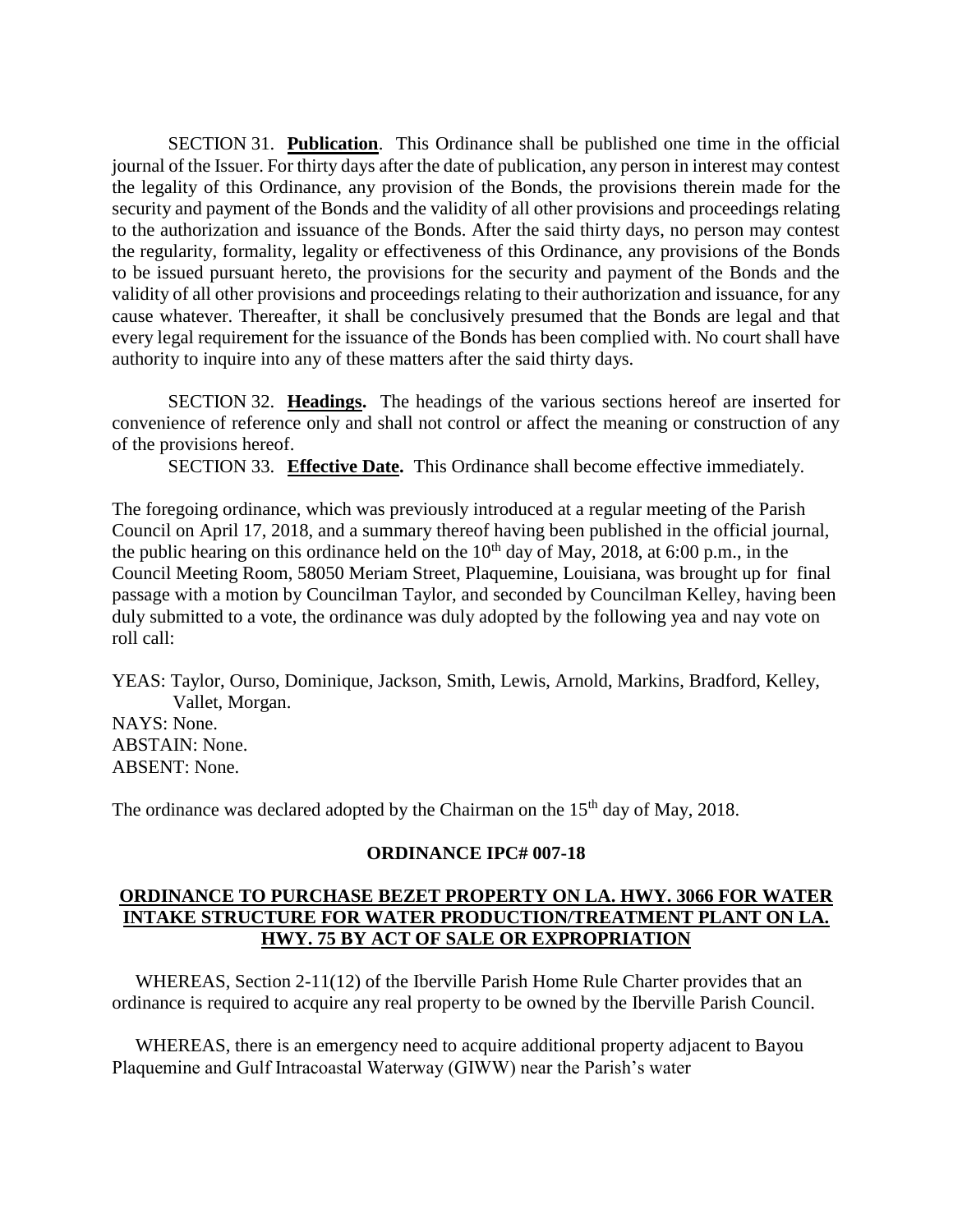SECTION 31. **Publication**. This Ordinance shall be published one time in the official journal of the Issuer. For thirty days after the date of publication, any person in interest may contest the legality of this Ordinance, any provision of the Bonds, the provisions therein made for the security and payment of the Bonds and the validity of all other provisions and proceedings relating to the authorization and issuance of the Bonds. After the said thirty days, no person may contest the regularity, formality, legality or effectiveness of this Ordinance, any provisions of the Bonds to be issued pursuant hereto, the provisions for the security and payment of the Bonds and the validity of all other provisions and proceedings relating to their authorization and issuance, for any cause whatever. Thereafter, it shall be conclusively presumed that the Bonds are legal and that every legal requirement for the issuance of the Bonds has been complied with. No court shall have authority to inquire into any of these matters after the said thirty days.

SECTION 32. **Headings.** The headings of the various sections hereof are inserted for convenience of reference only and shall not control or affect the meaning or construction of any of the provisions hereof.

SECTION 33. **Effective Date.** This Ordinance shall become effective immediately.

The foregoing ordinance, which was previously introduced at a regular meeting of the Parish Council on April 17, 2018, and a summary thereof having been published in the official journal, the public hearing on this ordinance held on the 10th day of May, 2018, at 6:00 p.m., in the Council Meeting Room, 58050 Meriam Street, Plaquemine, Louisiana, was brought up for final passage with a motion by Councilman Taylor, and seconded by Councilman Kelley, having been duly submitted to a vote, the ordinance was duly adopted by the following yea and nay vote on roll call:

YEAS: Taylor, Ourso, Dominique, Jackson, Smith, Lewis, Arnold, Markins, Bradford, Kelley, Vallet, Morgan.
NAYS: None.
ABSTAIN: None.
ABSENT: None.

The ordinance was declared adopted by the Chairman on the 15th day of May, 2018.

**ORDINANCE IPC# 007-18**

**ORDINANCE TO PURCHASE BEZET PROPERTY ON LA. HWY. 3066 FOR WATER INTAKE STRUCTURE FOR WATER PRODUCTION/TREATMENT PLANT ON LA. HWY. 75 BY ACT OF SALE OR EXPROPRIATION**

WHEREAS, Section 2-11(12) of the Iberville Parish Home Rule Charter provides that an ordinance is required to acquire any real property to be owned by the Iberville Parish Council.

WHEREAS, there is an emergency need to acquire additional property adjacent to Bayou Plaquemine and Gulf Intracoastal Waterway (GIWW) near the Parish's water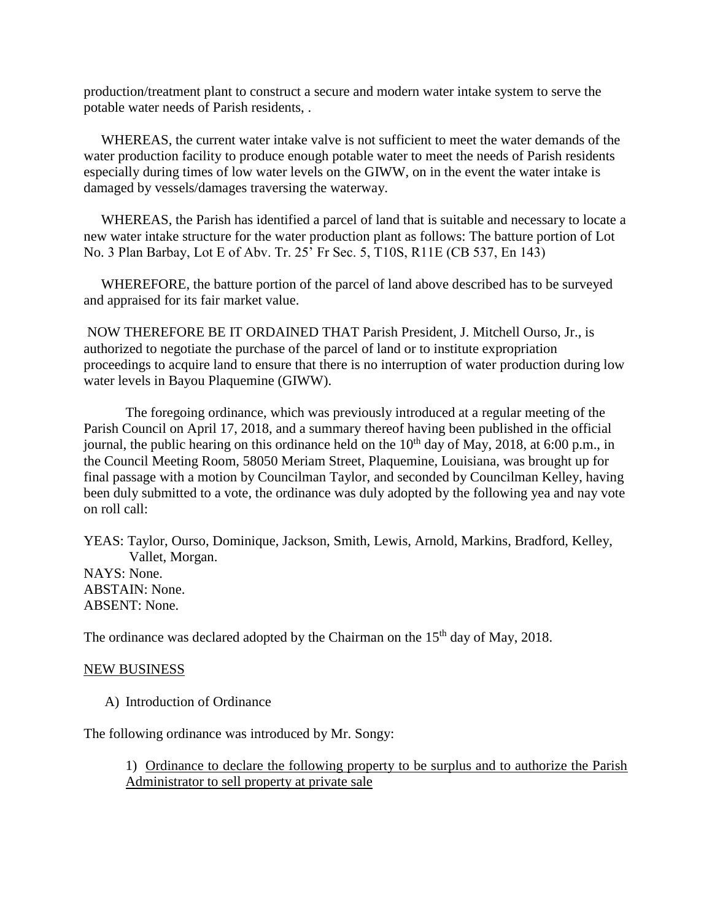production/treatment plant to construct a secure and modern water intake system to serve the potable water needs of Parish residents, .

WHEREAS, the current water intake valve is not sufficient to meet the water demands of the water production facility to produce enough potable water to meet the needs of Parish residents especially during times of low water levels on the GIWW, on in the event the water intake is damaged by vessels/damages traversing the waterway.

WHEREAS, the Parish has identified a parcel of land that is suitable and necessary to locate a new water intake structure for the water production plant as follows: The batture portion of Lot No. 3 Plan Barbay, Lot E of Abv. Tr. 25' Fr Sec. 5, T10S, R11E (CB 537, En 143)

WHEREFORE, the batture portion of the parcel of land above described has to be surveyed and appraised for its fair market value.

NOW THEREFORE BE IT ORDAINED THAT Parish President, J. Mitchell Ourso, Jr., is authorized to negotiate the purchase of the parcel of land or to institute expropriation proceedings to acquire land to ensure that there is no interruption of water production during low water levels in Bayou Plaquemine (GIWW).

The foregoing ordinance, which was previously introduced at a regular meeting of the Parish Council on April 17, 2018, and a summary thereof having been published in the official journal, the public hearing on this ordinance held on the 10th day of May, 2018, at 6:00 p.m., in the Council Meeting Room, 58050 Meriam Street, Plaquemine, Louisiana, was brought up for final passage with a motion by Councilman Taylor, and seconded by Councilman Kelley, having been duly submitted to a vote, the ordinance was duly adopted by the following yea and nay vote on roll call:

YEAS: Taylor, Ourso, Dominique, Jackson, Smith, Lewis, Arnold, Markins, Bradford, Kelley, Vallet, Morgan.
NAYS: None.
ABSTAIN: None.
ABSENT: None.

The ordinance was declared adopted by the Chairman on the 15th day of May, 2018.

<u>NEW BUSINESS</u>

A) Introduction of Ordinance

The following ordinance was introduced by Mr. Songy:

1) <u>Ordinance to declare the following property to be surplus and to authorize the Parish Administrator to sell property at private sale</u>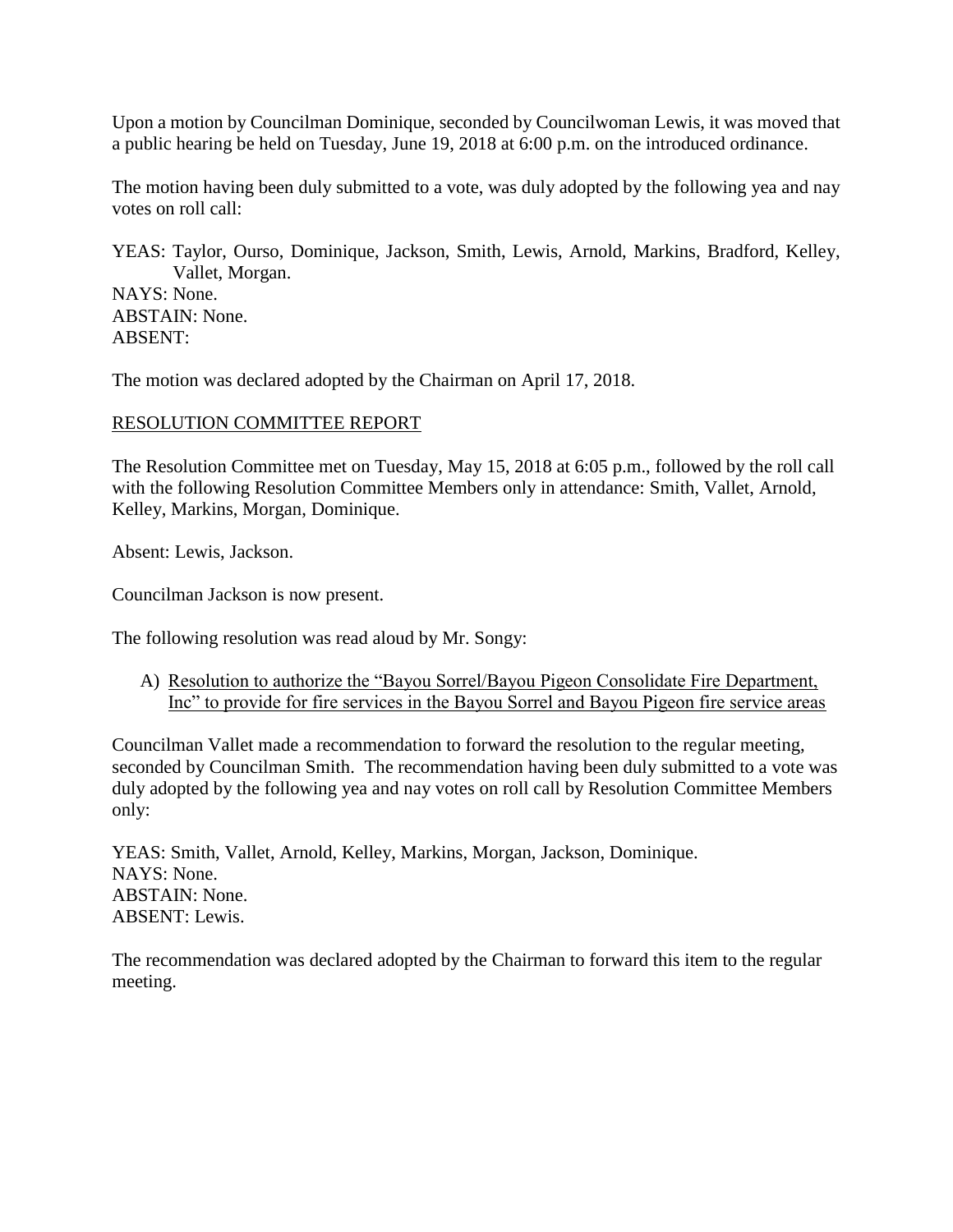Upon a motion by Councilman Dominique, seconded by Councilwoman Lewis, it was moved that a public hearing be held on Tuesday, June 19, 2018 at 6:00 p.m. on the introduced ordinance.

The motion having been duly submitted to a vote, was duly adopted by the following yea and nay votes on roll call:

YEAS: Taylor, Ourso, Dominique, Jackson, Smith, Lewis, Arnold, Markins, Bradford, Kelley, Vallet, Morgan.
NAYS: None.
ABSTAIN: None.
ABSENT:

The motion was declared adopted by the Chairman on April 17, 2018.

RESOLUTION COMMITTEE REPORT

The Resolution Committee met on Tuesday, May 15, 2018 at 6:05 p.m., followed by the roll call with the following Resolution Committee Members only in attendance: Smith, Vallet, Arnold, Kelley, Markins, Morgan, Dominique.

Absent: Lewis, Jackson.

Councilman Jackson is now present.

The following resolution was read aloud by Mr. Songy:

A) Resolution to authorize the "Bayou Sorrel/Bayou Pigeon Consolidate Fire Department, Inc" to provide for fire services in the Bayou Sorrel and Bayou Pigeon fire service areas

Councilman Vallet made a recommendation to forward the resolution to the regular meeting, seconded by Councilman Smith. The recommendation having been duly submitted to a vote was duly adopted by the following yea and nay votes on roll call by Resolution Committee Members only:

YEAS: Smith, Vallet, Arnold, Kelley, Markins, Morgan, Jackson, Dominique.
NAYS: None.
ABSTAIN: None.
ABSENT: Lewis.

The recommendation was declared adopted by the Chairman to forward this item to the regular meeting.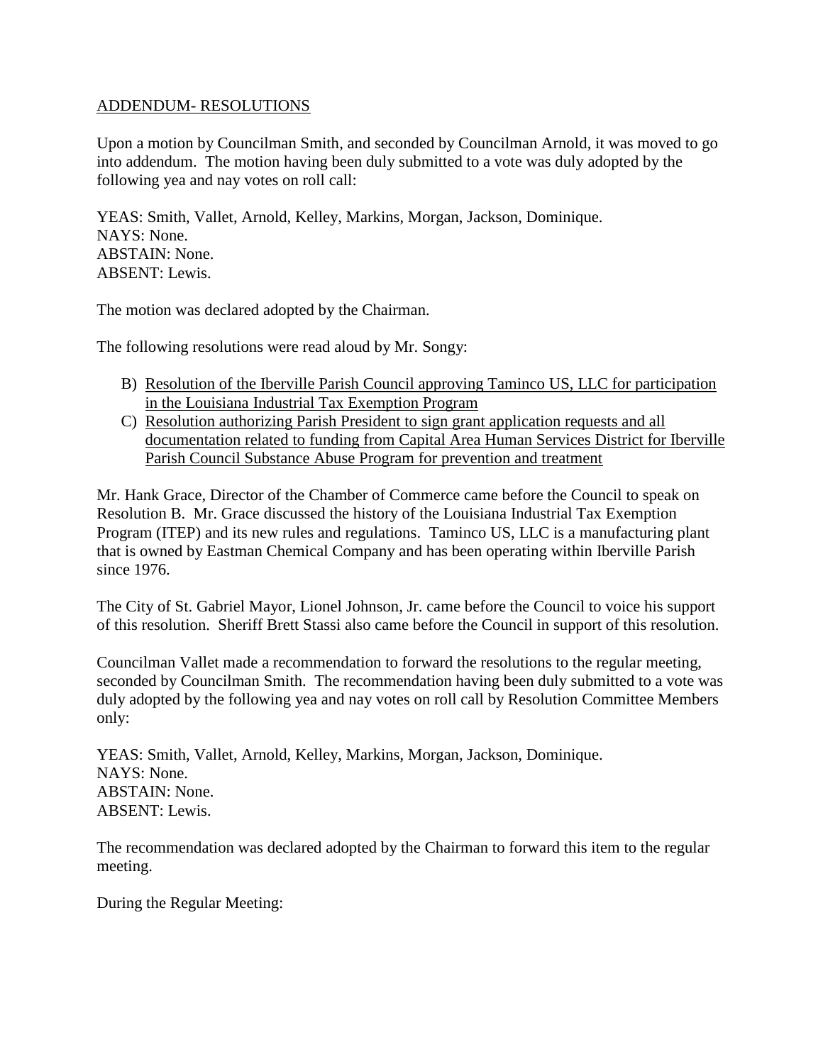ADDENDUM- RESOLUTIONS

Upon a motion by Councilman Smith, and seconded by Councilman Arnold, it was moved to go into addendum. The motion having been duly submitted to a vote was duly adopted by the following yea and nay votes on roll call:

YEAS: Smith, Vallet, Arnold, Kelley, Markins, Morgan, Jackson, Dominique.
NAYS: None.
ABSTAIN: None.
ABSENT: Lewis.

The motion was declared adopted by the Chairman.

The following resolutions were read aloud by Mr. Songy:

B) Resolution of the Iberville Parish Council approving Taminco US, LLC for participation in the Louisiana Industrial Tax Exemption Program
C) Resolution authorizing Parish President to sign grant application requests and all documentation related to funding from Capital Area Human Services District for Iberville Parish Council Substance Abuse Program for prevention and treatment

Mr. Hank Grace, Director of the Chamber of Commerce came before the Council to speak on Resolution B. Mr. Grace discussed the history of the Louisiana Industrial Tax Exemption Program (ITEP) and its new rules and regulations. Taminco US, LLC is a manufacturing plant that is owned by Eastman Chemical Company and has been operating within Iberville Parish since 1976.

The City of St. Gabriel Mayor, Lionel Johnson, Jr. came before the Council to voice his support of this resolution. Sheriff Brett Stassi also came before the Council in support of this resolution.

Councilman Vallet made a recommendation to forward the resolutions to the regular meeting, seconded by Councilman Smith. The recommendation having been duly submitted to a vote was duly adopted by the following yea and nay votes on roll call by Resolution Committee Members only:

YEAS: Smith, Vallet, Arnold, Kelley, Markins, Morgan, Jackson, Dominique.
NAYS: None.
ABSTAIN: None.
ABSENT: Lewis.

The recommendation was declared adopted by the Chairman to forward this item to the regular meeting.

During the Regular Meeting: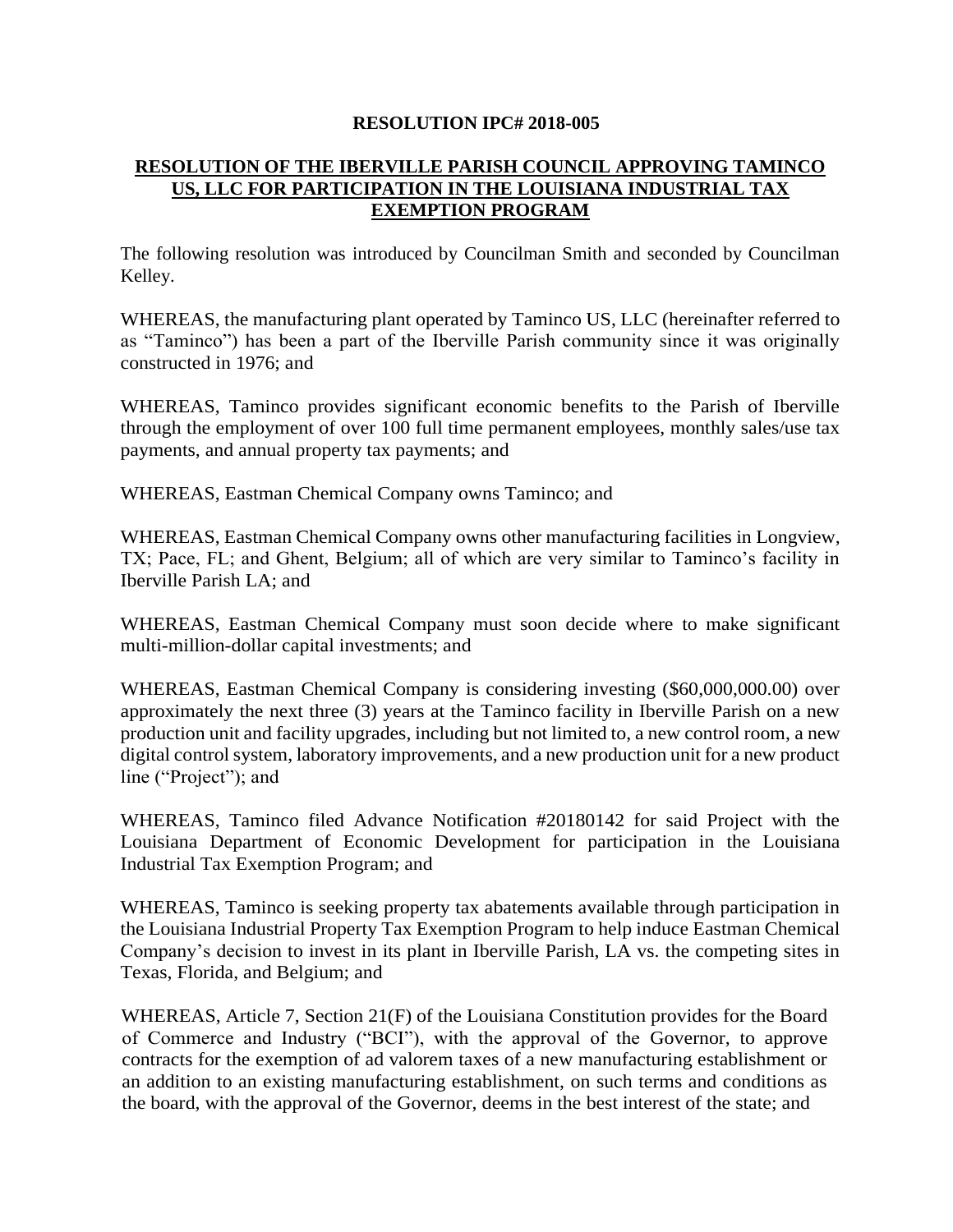**RESOLUTION IPC# 2018-005**

**RESOLUTION OF THE IBERVILLE PARISH COUNCIL APPROVING TAMINCO US, LLC FOR PARTICIPATION IN THE LOUISIANA INDUSTRIAL TAX EXEMPTION PROGRAM**

The following resolution was introduced by Councilman Smith and seconded by Councilman Kelley.

WHEREAS, the manufacturing plant operated by Taminco US, LLC (hereinafter referred to as "Taminco") has been a part of the Iberville Parish community since it was originally constructed in 1976; and

WHEREAS, Taminco provides significant economic benefits to the Parish of Iberville through the employment of over 100 full time permanent employees, monthly sales/use tax payments, and annual property tax payments; and

WHEREAS, Eastman Chemical Company owns Taminco; and

WHEREAS, Eastman Chemical Company owns other manufacturing facilities in Longview, TX; Pace, FL; and Ghent, Belgium; all of which are very similar to Taminco's facility in Iberville Parish LA; and

WHEREAS, Eastman Chemical Company must soon decide where to make significant multi-million-dollar capital investments; and

WHEREAS, Eastman Chemical Company is considering investing ($60,000,000.00) over approximately the next three (3) years at the Taminco facility in Iberville Parish on a new production unit and facility upgrades, including but not limited to, a new control room, a new digital control system, laboratory improvements, and a new production unit for a new product line ("Project"); and

WHEREAS, Taminco filed Advance Notification #20180142 for said Project with the Louisiana Department of Economic Development for participation in the Louisiana Industrial Tax Exemption Program; and

WHEREAS, Taminco is seeking property tax abatements available through participation in the Louisiana Industrial Property Tax Exemption Program to help induce Eastman Chemical Company's decision to invest in its plant in Iberville Parish, LA vs. the competing sites in Texas, Florida, and Belgium; and

WHEREAS, Article 7, Section 21(F) of the Louisiana Constitution provides for the Board of Commerce and Industry ("BCI"), with the approval of the Governor, to approve contracts for the exemption of ad valorem taxes of a new manufacturing establishment or an addition to an existing manufacturing establishment, on such terms and conditions as the board, with the approval of the Governor, deems in the best interest of the state; and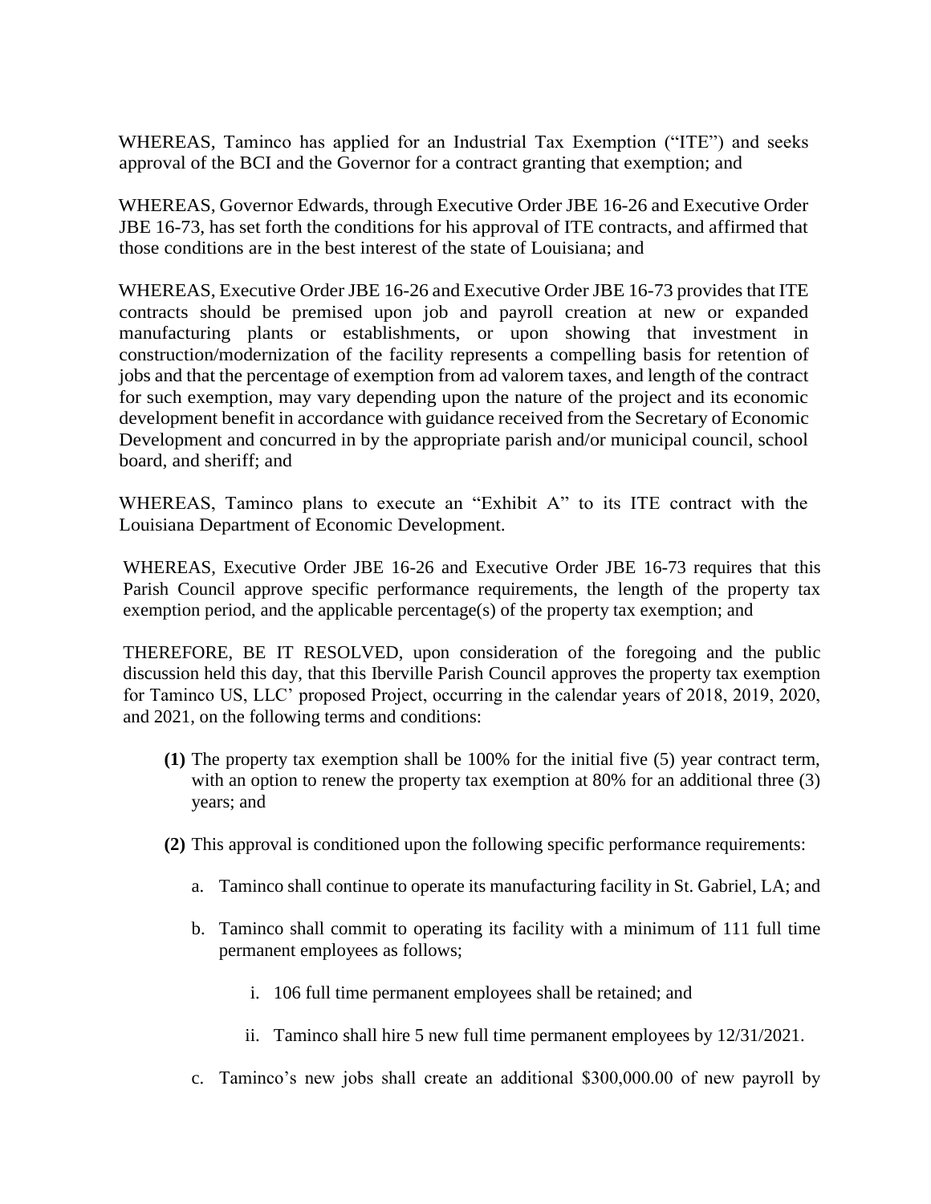WHEREAS, Taminco has applied for an Industrial Tax Exemption ("ITE") and seeks approval of the BCI and the Governor for a contract granting that exemption; and

WHEREAS, Governor Edwards, through Executive Order JBE 16-26 and Executive Order JBE 16-73, has set forth the conditions for his approval of ITE contracts, and affirmed that those conditions are in the best interest of the state of Louisiana; and

WHEREAS, Executive Order JBE 16-26 and Executive Order JBE 16-73 provides that ITE contracts should be premised upon job and payroll creation at new or expanded manufacturing plants or establishments, or upon showing that investment in construction/modernization of the facility represents a compelling basis for retention of jobs and that the percentage of exemption from ad valorem taxes, and length of the contract for such exemption, may vary depending upon the nature of the project and its economic development benefit in accordance with guidance received from the Secretary of Economic Development and concurred in by the appropriate parish and/or municipal council, school board, and sheriff; and

WHEREAS, Taminco plans to execute an "Exhibit A" to its ITE contract with the Louisiana Department of Economic Development.

WHEREAS, Executive Order JBE 16-26 and Executive Order JBE 16-73 requires that this Parish Council approve specific performance requirements, the length of the property tax exemption period, and the applicable percentage(s) of the property tax exemption; and

THEREFORE, BE IT RESOLVED, upon consideration of the foregoing and the public discussion held this day, that this Iberville Parish Council approves the property tax exemption for Taminco US, LLC' proposed Project, occurring in the calendar years of 2018, 2019, 2020, and 2021, on the following terms and conditions:

**(1)** The property tax exemption shall be 100% for the initial five (5) year contract term, with an option to renew the property tax exemption at 80% for an additional three (3) years; and

**(2)** This approval is conditioned upon the following specific performance requirements:

a. Taminco shall continue to operate its manufacturing facility in St. Gabriel, LA; and

b. Taminco shall commit to operating its facility with a minimum of 111 full time permanent employees as follows;

i. 106 full time permanent employees shall be retained; and

ii. Taminco shall hire 5 new full time permanent employees by 12/31/2021.

c. Taminco's new jobs shall create an additional $300,000.00 of new payroll by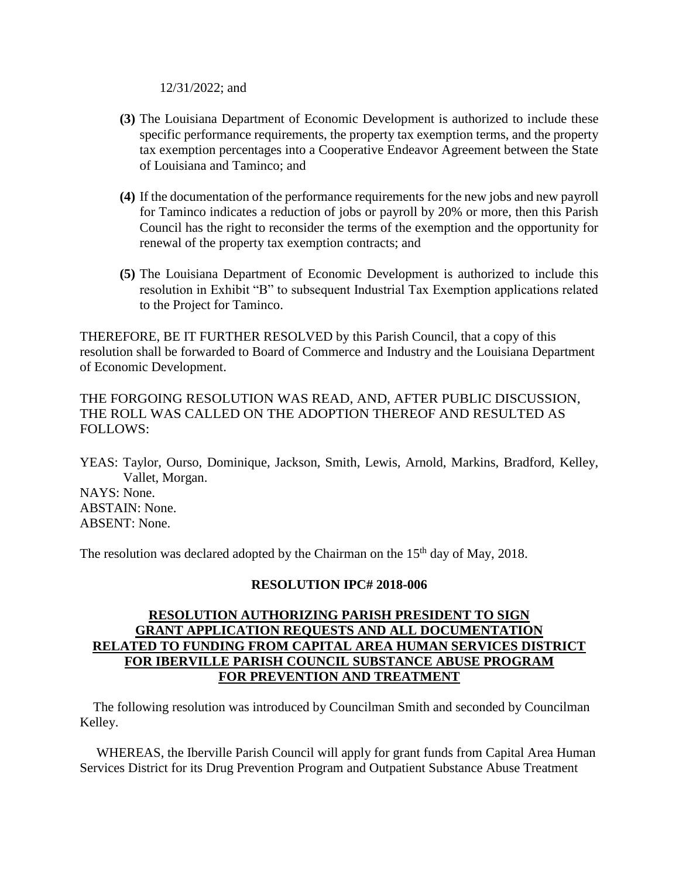12/31/2022; and

**(3)** The Louisiana Department of Economic Development is authorized to include these specific performance requirements, the property tax exemption terms, and the property tax exemption percentages into a Cooperative Endeavor Agreement between the State of Louisiana and Taminco; and

**(4)** If the documentation of the performance requirements for the new jobs and new payroll for Taminco indicates a reduction of jobs or payroll by 20% or more, then this Parish Council has the right to reconsider the terms of the exemption and the opportunity for renewal of the property tax exemption contracts; and

**(5)** The Louisiana Department of Economic Development is authorized to include this resolution in Exhibit "B" to subsequent Industrial Tax Exemption applications related to the Project for Taminco.

THEREFORE, BE IT FURTHER RESOLVED by this Parish Council, that a copy of this resolution shall be forwarded to Board of Commerce and Industry and the Louisiana Department of Economic Development.

THE FORGOING RESOLUTION WAS READ, AND, AFTER PUBLIC DISCUSSION, THE ROLL WAS CALLED ON THE ADOPTION THEREOF AND RESULTED AS FOLLOWS:

YEAS: Taylor, Ourso, Dominique, Jackson, Smith, Lewis, Arnold, Markins, Bradford, Kelley, Vallet, Morgan.
NAYS: None.
ABSTAIN: None.
ABSENT: None.

The resolution was declared adopted by the Chairman on the 15th day of May, 2018.

**RESOLUTION IPC# 2018-006**

**RESOLUTION AUTHORIZING PARISH PRESIDENT TO SIGN GRANT APPLICATION REQUESTS AND ALL DOCUMENTATION RELATED TO FUNDING FROM CAPITAL AREA HUMAN SERVICES DISTRICT FOR IBERVILLE PARISH COUNCIL SUBSTANCE ABUSE PROGRAM FOR PREVENTION AND TREATMENT**

The following resolution was introduced by Councilman Smith and seconded by Councilman Kelley.

WHEREAS, the Iberville Parish Council will apply for grant funds from Capital Area Human Services District for its Drug Prevention Program and Outpatient Substance Abuse Treatment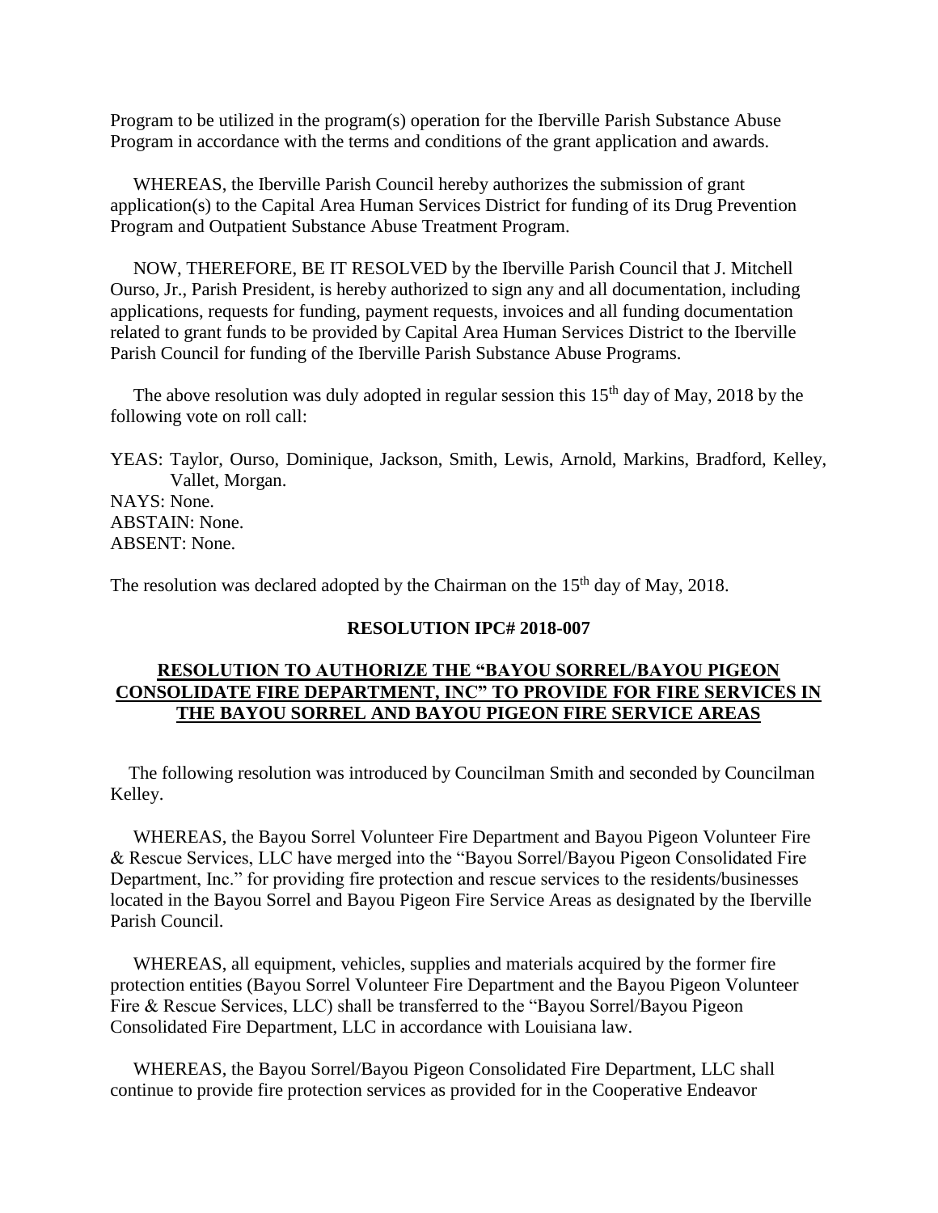Program to be utilized in the program(s) operation for the Iberville Parish Substance Abuse Program in accordance with the terms and conditions of the grant application and awards.

WHEREAS, the Iberville Parish Council hereby authorizes the submission of grant application(s) to the Capital Area Human Services District for funding of its Drug Prevention Program and Outpatient Substance Abuse Treatment Program.

NOW, THEREFORE, BE IT RESOLVED by the Iberville Parish Council that J. Mitchell Ourso, Jr., Parish President, is hereby authorized to sign any and all documentation, including applications, requests for funding, payment requests, invoices and all funding documentation related to grant funds to be provided by Capital Area Human Services District to the Iberville Parish Council for funding of the Iberville Parish Substance Abuse Programs.

The above resolution was duly adopted in regular session this 15th day of May, 2018 by the following vote on roll call:

YEAS: Taylor, Ourso, Dominique, Jackson, Smith, Lewis, Arnold, Markins, Bradford, Kelley, Vallet, Morgan.
NAYS: None.
ABSTAIN: None.
ABSENT: None.

The resolution was declared adopted by the Chairman on the 15th day of May, 2018.

**RESOLUTION IPC# 2018-007**

**RESOLUTION TO AUTHORIZE THE "BAYOU SORREL/BAYOU PIGEON CONSOLIDATE FIRE DEPARTMENT, INC" TO PROVIDE FOR FIRE SERVICES IN THE BAYOU SORREL AND BAYOU PIGEON FIRE SERVICE AREAS**

The following resolution was introduced by Councilman Smith and seconded by Councilman Kelley.

WHEREAS, the Bayou Sorrel Volunteer Fire Department and Bayou Pigeon Volunteer Fire & Rescue Services, LLC have merged into the "Bayou Sorrel/Bayou Pigeon Consolidated Fire Department, Inc." for providing fire protection and rescue services to the residents/businesses located in the Bayou Sorrel and Bayou Pigeon Fire Service Areas as designated by the Iberville Parish Council.

WHEREAS, all equipment, vehicles, supplies and materials acquired by the former fire protection entities (Bayou Sorrel Volunteer Fire Department and the Bayou Pigeon Volunteer Fire & Rescue Services, LLC) shall be transferred to the "Bayou Sorrel/Bayou Pigeon Consolidated Fire Department, LLC in accordance with Louisiana law.

WHEREAS, the Bayou Sorrel/Bayou Pigeon Consolidated Fire Department, LLC shall continue to provide fire protection services as provided for in the Cooperative Endeavor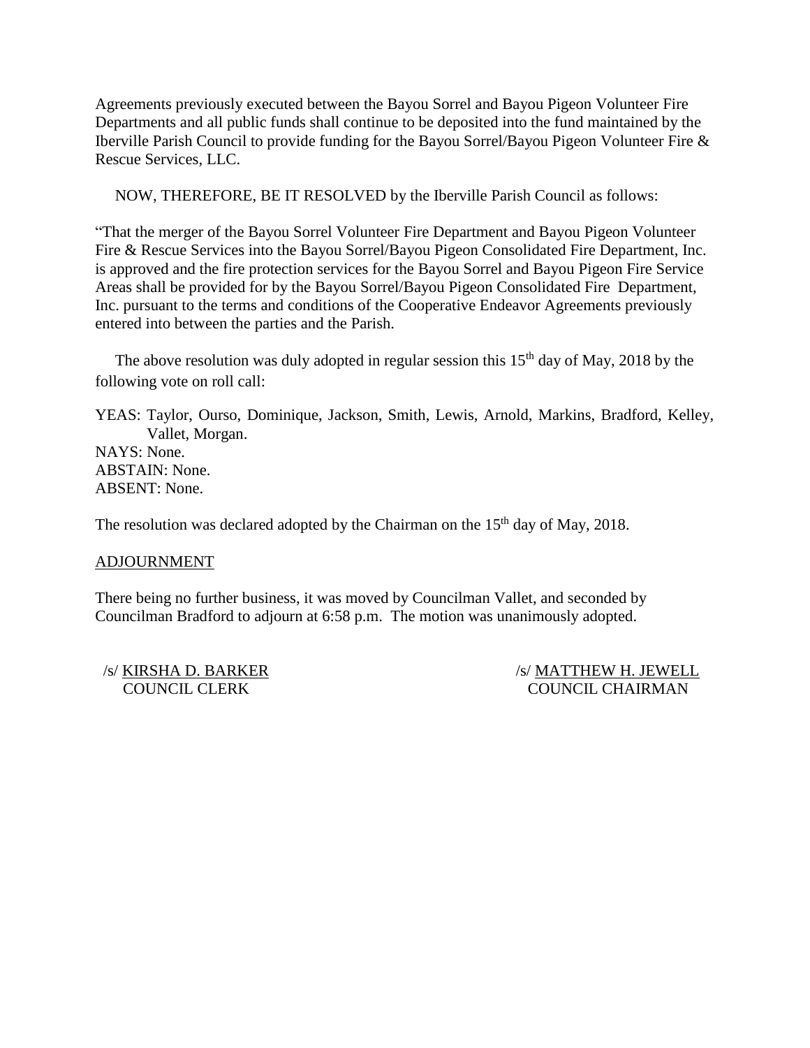Agreements previously executed between the Bayou Sorrel and Bayou Pigeon Volunteer Fire Departments and all public funds shall continue to be deposited into the fund maintained by the Iberville Parish Council to provide funding for the Bayou Sorrel/Bayou Pigeon Volunteer Fire & Rescue Services, LLC.

NOW, THEREFORE, BE IT RESOLVED by the Iberville Parish Council as follows:

"That the merger of the Bayou Sorrel Volunteer Fire Department and Bayou Pigeon Volunteer Fire & Rescue Services into the Bayou Sorrel/Bayou Pigeon Consolidated Fire Department, Inc. is approved and the fire protection services for the Bayou Sorrel and Bayou Pigeon Fire Service Areas shall be provided for by the Bayou Sorrel/Bayou Pigeon Consolidated Fire Department, Inc. pursuant to the terms and conditions of the Cooperative Endeavor Agreements previously entered into between the parties and the Parish.

The above resolution was duly adopted in regular session this 15th day of May, 2018 by the following vote on roll call:

YEAS: Taylor, Ourso, Dominique, Jackson, Smith, Lewis, Arnold, Markins, Bradford, Kelley, Vallet, Morgan.
NAYS: None.
ABSTAIN: None.
ABSENT: None.

The resolution was declared adopted by the Chairman on the 15th day of May, 2018.

ADJOURNMENT

There being no further business, it was moved by Councilman Vallet, and seconded by Councilman Bradford to adjourn at 6:58 p.m. The motion was unanimously adopted.

/s/ KIRSHA D. BARKER
COUNCIL CLERK

/s/ MATTHEW H. JEWELL
COUNCIL CHAIRMAN